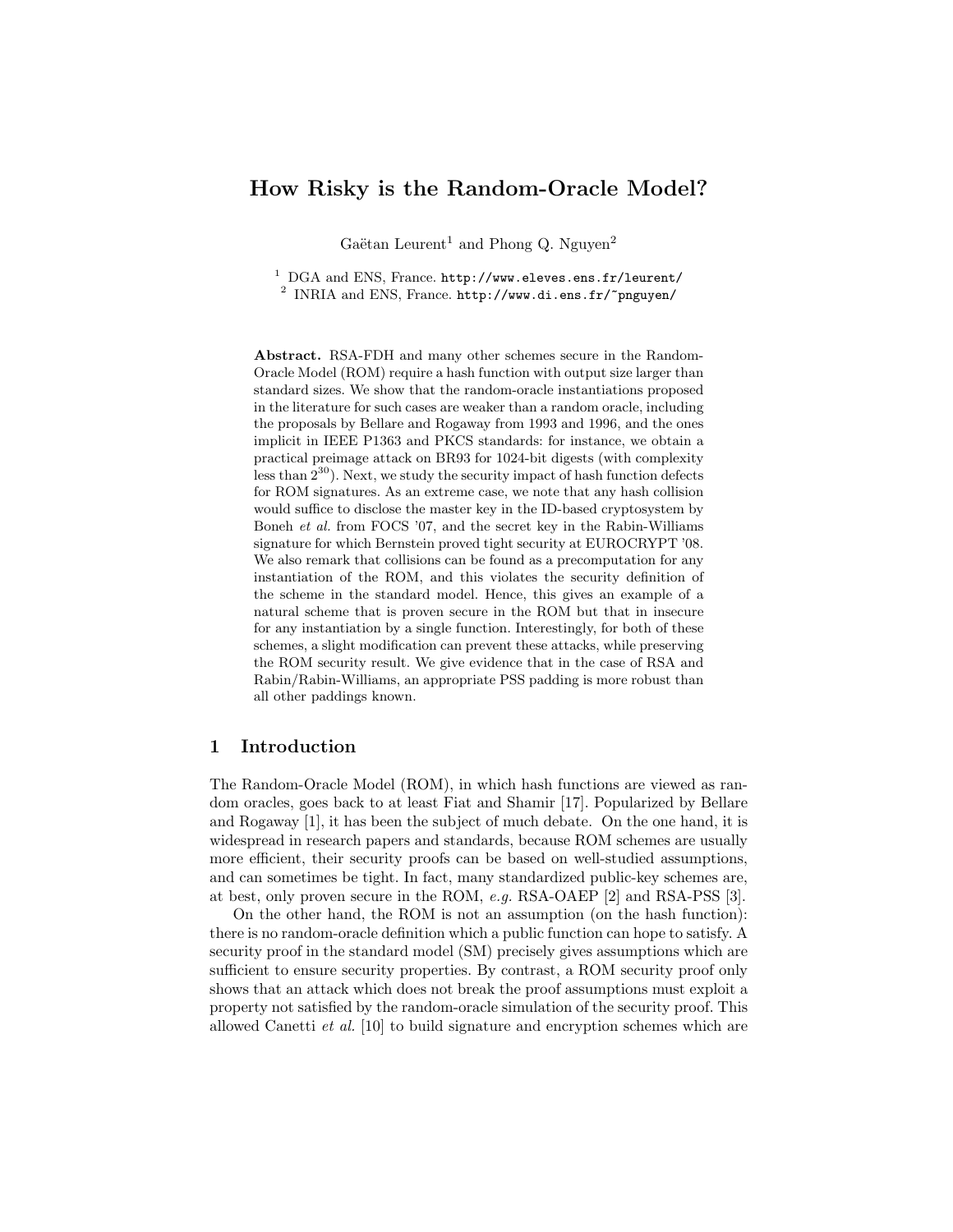# How Risky is the Random-Oracle Model?

Gaëtan Leurent[1] and Phong Q. Nguyen[2]

[1] DGA and ENS, France. http://www.eleves.ens.fr/leurent/
[2] INRIA and ENS, France. http://www.di.ens.fr/~pnguyen/

**Abstract.** RSA-FDH and many other schemes secure in the Random-Oracle Model (ROM) require a hash function with output size larger than standard sizes. We show that the random-oracle instantiations proposed in the literature for such cases are weaker than a random oracle, including the proposals by Bellare and Rogaway from 1993 and 1996, and the ones implicit in IEEE P1363 and PKCS standards: for instance, we obtain a practical preimage attack on BR93 for 1024-bit digests (with complexity less than $2^{30}$). Next, we study the security impact of hash function defects for ROM signatures. As an extreme case, we note that any hash collision would suffice to disclose the master key in the ID-based cryptosystem by Boneh *et al.* from FOCS '07, and the secret key in the Rabin-Williams signature for which Bernstein proved tight security at EUROCRYPT '08. We also remark that collisions can be found as a precomputation for any instantiation of the ROM, and this violates the security definition of the scheme in the standard model. Hence, this gives an example of a natural scheme that is proven secure in the ROM but that in insecure for any instantiation by a single function. Interestingly, for both of these schemes, a slight modification can prevent these attacks, while preserving the ROM security result. We give evidence that in the case of RSA and Rabin/Rabin-Williams, an appropriate PSS padding is more robust than all other paddings known.

## 1 Introduction

The Random-Oracle Model (ROM), in which hash functions are viewed as random oracles, goes back to at least Fiat and Shamir [17]. Popularized by Bellare and Rogaway [1], it has been the subject of much debate. On the one hand, it is widespread in research papers and standards, because ROM schemes are usually more efficient, their security proofs can be based on well-studied assumptions, and can sometimes be tight. In fact, many standardized public-key schemes are, at best, only proven secure in the ROM, *e.g.* RSA-OAEP [2] and RSA-PSS [3].

On the other hand, the ROM is not an assumption (on the hash function): there is no random-oracle definition which a public function can hope to satisfy. A security proof in the standard model (SM) precisely gives assumptions which are sufficient to ensure security properties. By contrast, a ROM security proof only shows that an attack which does not break the proof assumptions must exploit a property not satisfied by the random-oracle simulation of the security proof. This allowed Canetti *et al.* [10] to build signature and encryption schemes which are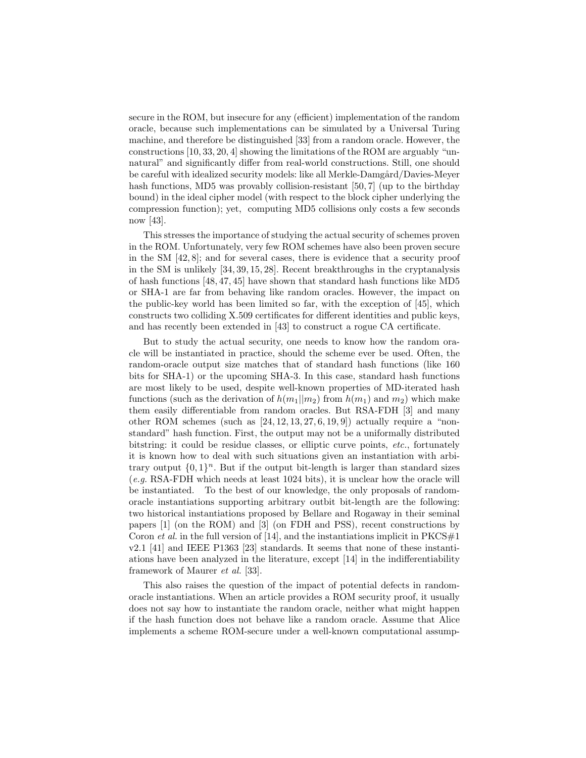secure in the ROM, but insecure for any (efficient) implementation of the random oracle, because such implementations can be simulated by a Universal Turing machine, and therefore be distinguished [33] from a random oracle. However, the constructions [10, 33, 20, 4] showing the limitations of the ROM are arguably "unnatural" and significantly differ from real-world constructions. Still, one should be careful with idealized security models: like all Merkle-Damgård/Davies-Meyer hash functions, MD5 was provably collision-resistant [50, 7] (up to the birthday bound) in the ideal cipher model (with respect to the block cipher underlying the compression function); yet, computing MD5 collisions only costs a few seconds now [43].

This stresses the importance of studying the actual security of schemes proven in the ROM. Unfortunately, very few ROM schemes have also been proven secure in the SM [42, 8]; and for several cases, there is evidence that a security proof in the SM is unlikely [34, 39, 15, 28]. Recent breakthroughs in the cryptanalysis of hash functions [48, 47, 45] have shown that standard hash functions like MD5 or SHA-1 are far from behaving like random oracles. However, the impact on the public-key world has been limited so far, with the exception of [45], which constructs two colliding X.509 certificates for different identities and public keys, and has recently been extended in [43] to construct a rogue CA certificate.

But to study the actual security, one needs to know how the random oracle will be instantiated in practice, should the scheme ever be used. Often, the random-oracle output size matches that of standard hash functions (like 160 bits for SHA-1) or the upcoming SHA-3. In this case, standard hash functions are most likely to be used, despite well-known properties of MD-iterated hash functions (such as the derivation of $h(m_1||m_2)$ from $h(m_1)$ and $m_2$) which make them easily differentiable from random oracles. But RSA-FDH [3] and many other ROM schemes (such as [24, 12, 13, 27, 6, 19, 9]) actually require a "non-standard" hash function. First, the output may not be a uniformally distributed bitstring: it could be residue classes, or elliptic curve points, *etc.*, fortunately it is known how to deal with such situations given an instantiation with arbitrary output $\{0, 1\}^n$. But if the output bit-length is larger than standard sizes (*e.g.* RSA-FDH which needs at least 1024 bits), it is unclear how the oracle will be instantiated. To the best of our knowledge, the only proposals of random-oracle instantiations supporting arbitrary outbit bit-length are the following: two historical instantiations proposed by Bellare and Rogaway in their seminal papers [1] (on the ROM) and [3] (on FDH and PSS), recent constructions by Coron *et al.* in the full version of [14], and the instantiations implicit in PKCS#1 v2.1 [41] and IEEE P1363 [23] standards. It seems that none of these instantiations have been analyzed in the literature, except [14] in the indifferentiability framework of Maurer *et al.* [33].

This also raises the question of the impact of potential defects in random-oracle instantiations. When an article provides a ROM security proof, it usually does not say how to instantiate the random oracle, neither what might happen if the hash function does not behave like a random oracle. Assume that Alice implements a scheme ROM-secure under a well-known computational assump-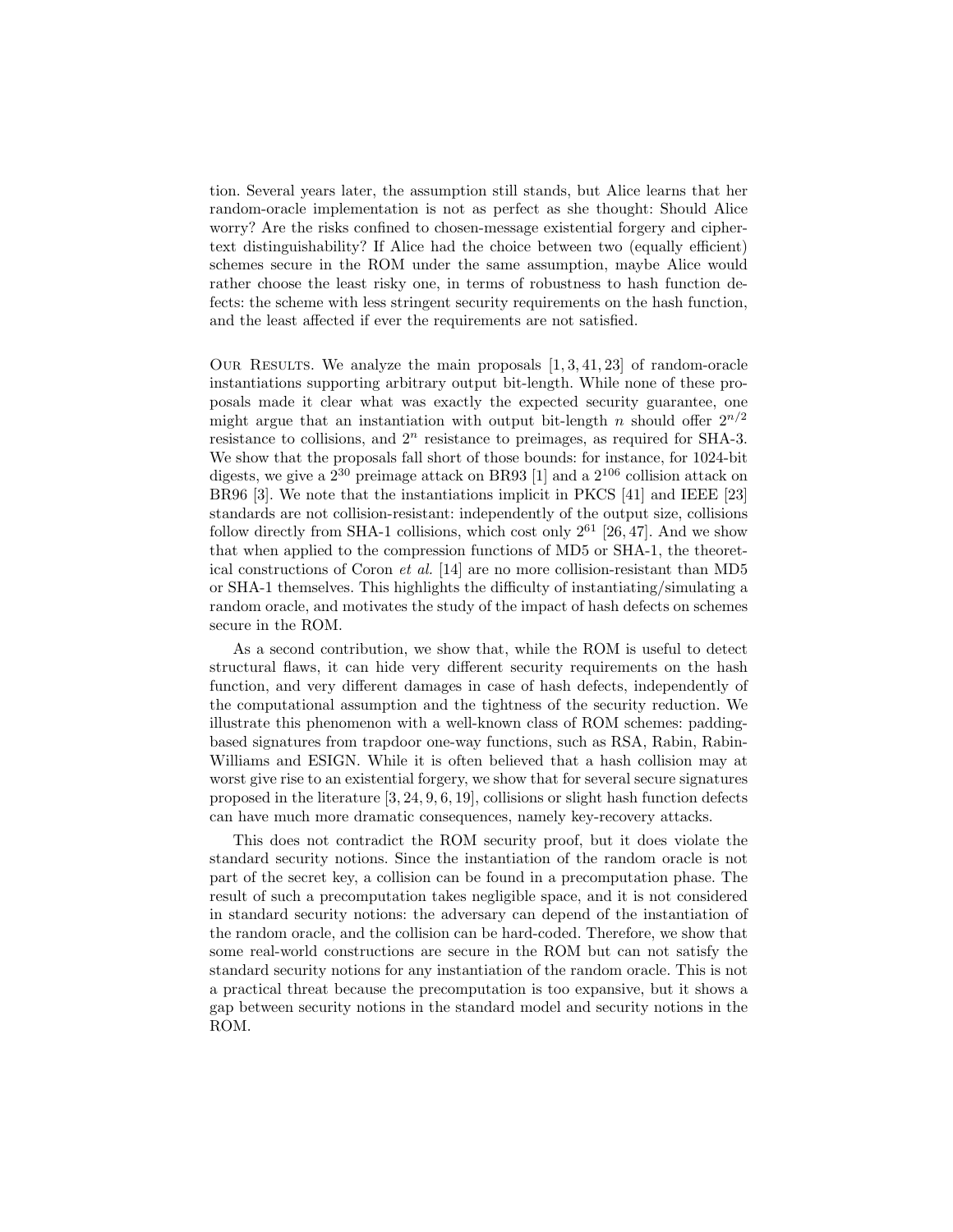tion. Several years later, the assumption still stands, but Alice learns that her random-oracle implementation is not as perfect as she thought: Should Alice worry? Are the risks confined to chosen-message existential forgery and ciphertext distinguishability? If Alice had the choice between two (equally efficient) schemes secure in the ROM under the same assumption, maybe Alice would rather choose the least risky one, in terms of robustness to hash function defects: the scheme with less stringent security requirements on the hash function, and the least affected if ever the requirements are not satisfied.

Our Results. We analyze the main proposals [1, 3, 41, 23] of random-oracle instantiations supporting arbitrary output bit-length. While none of these proposals made it clear what was exactly the expected security guarantee, one might argue that an instantiation with output bit-length $n$ should offer $2^{n/2}$ resistance to collisions, and $2^n$ resistance to preimages, as required for SHA-3. We show that the proposals fall short of those bounds: for instance, for 1024-bit digests, we give a $2^{30}$ preimage attack on BR93 [1] and a $2^{106}$ collision attack on BR96 [3]. We note that the instantiations implicit in PKCS [41] and IEEE [23] standards are not collision-resistant: independently of the output size, collisions follow directly from SHA-1 collisions, which cost only $2^{61}$ [26, 47]. And we show that when applied to the compression functions of MD5 or SHA-1, the theoretical constructions of Coron *et al.* [14] are no more collision-resistant than MD5 or SHA-1 themselves. This highlights the difficulty of instantiating/simulating a random oracle, and motivates the study of the impact of hash defects on schemes secure in the ROM.

As a second contribution, we show that, while the ROM is useful to detect structural flaws, it can hide very different security requirements on the hash function, and very different damages in case of hash defects, independently of the computational assumption and the tightness of the security reduction. We illustrate this phenomenon with a well-known class of ROM schemes: padding-based signatures from trapdoor one-way functions, such as RSA, Rabin, Rabin-Williams and ESIGN. While it is often believed that a hash collision may at worst give rise to an existential forgery, we show that for several secure signatures proposed in the literature [3, 24, 9, 6, 19], collisions or slight hash function defects can have much more dramatic consequences, namely key-recovery attacks.

This does not contradict the ROM security proof, but it does violate the standard security notions. Since the instantiation of the random oracle is not part of the secret key, a collision can be found in a precomputation phase. The result of such a precomputation takes negligible space, and it is not considered in standard security notions: the adversary can depend of the instantiation of the random oracle, and the collision can be hard-coded. Therefore, we show that some real-world constructions are secure in the ROM but can not satisfy the standard security notions for any instantiation of the random oracle. This is not a practical threat because the precomputation is too expansive, but it shows a gap between security notions in the standard model and security notions in the ROM.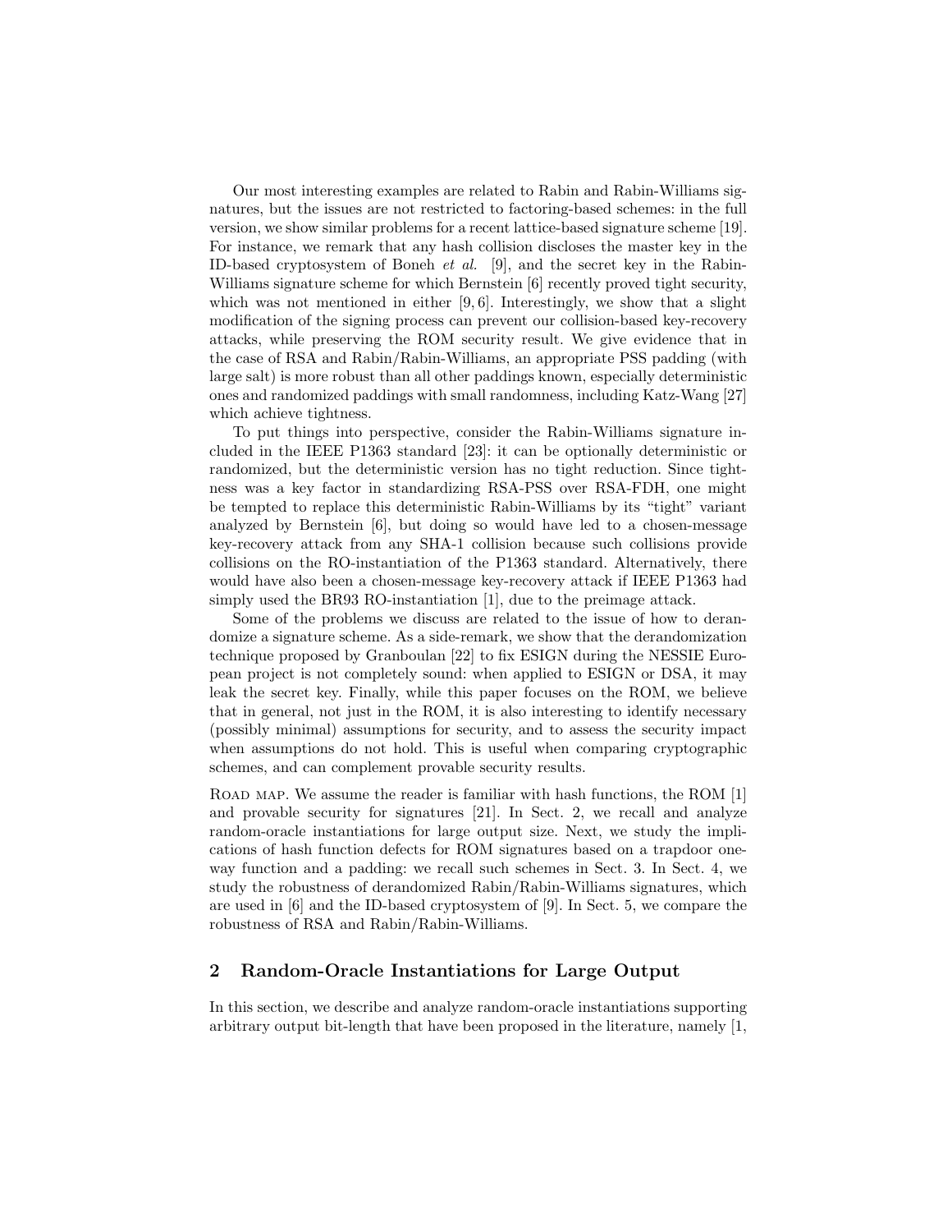Our most interesting examples are related to Rabin and Rabin-Williams signatures, but the issues are not restricted to factoring-based schemes: in the full version, we show similar problems for a recent lattice-based signature scheme [19]. For instance, we remark that any hash collision discloses the master key in the ID-based cryptosystem of Boneh *et al.* [9], and the secret key in the Rabin-Williams signature scheme for which Bernstein [6] recently proved tight security, which was not mentioned in either [9, 6]. Interestingly, we show that a slight modification of the signing process can prevent our collision-based key-recovery attacks, while preserving the ROM security result. We give evidence that in the case of RSA and Rabin/Rabin-Williams, an appropriate PSS padding (with large salt) is more robust than all other paddings known, especially deterministic ones and randomized paddings with small randomness, including Katz-Wang [27] which achieve tightness.

To put things into perspective, consider the Rabin-Williams signature included in the IEEE P1363 standard [23]: it can be optionally deterministic or randomized, but the deterministic version has no tight reduction. Since tightness was a key factor in standardizing RSA-PSS over RSA-FDH, one might be tempted to replace this deterministic Rabin-Williams by its "tight" variant analyzed by Bernstein [6], but doing so would have led to a chosen-message key-recovery attack from any SHA-1 collision because such collisions provide collisions on the RO-instantiation of the P1363 standard. Alternatively, there would have also been a chosen-message key-recovery attack if IEEE P1363 had simply used the BR93 RO-instantiation [1], due to the preimage attack.

Some of the problems we discuss are related to the issue of how to derandomize a signature scheme. As a side-remark, we show that the derandomization technique proposed by Granboulan [22] to fix ESIGN during the NESSIE European project is not completely sound: when applied to ESIGN or DSA, it may leak the secret key. Finally, while this paper focuses on the ROM, we believe that in general, not just in the ROM, it is also interesting to identify necessary (possibly minimal) assumptions for security, and to assess the security impact when assumptions do not hold. This is useful when comparing cryptographic schemes, and can complement provable security results.

Road map. We assume the reader is familiar with hash functions, the ROM [1] and provable security for signatures [21]. In Sect. 2, we recall and analyze random-oracle instantiations for large output size. Next, we study the implications of hash function defects for ROM signatures based on a trapdoor one-way function and a padding: we recall such schemes in Sect. 3. In Sect. 4, we study the robustness of derandomized Rabin/Rabin-Williams signatures, which are used in [6] and the ID-based cryptosystem of [9]. In Sect. 5, we compare the robustness of RSA and Rabin/Rabin-Williams.

## 2 Random-Oracle Instantiations for Large Output

In this section, we describe and analyze random-oracle instantiations supporting arbitrary output bit-length that have been proposed in the literature, namely [1,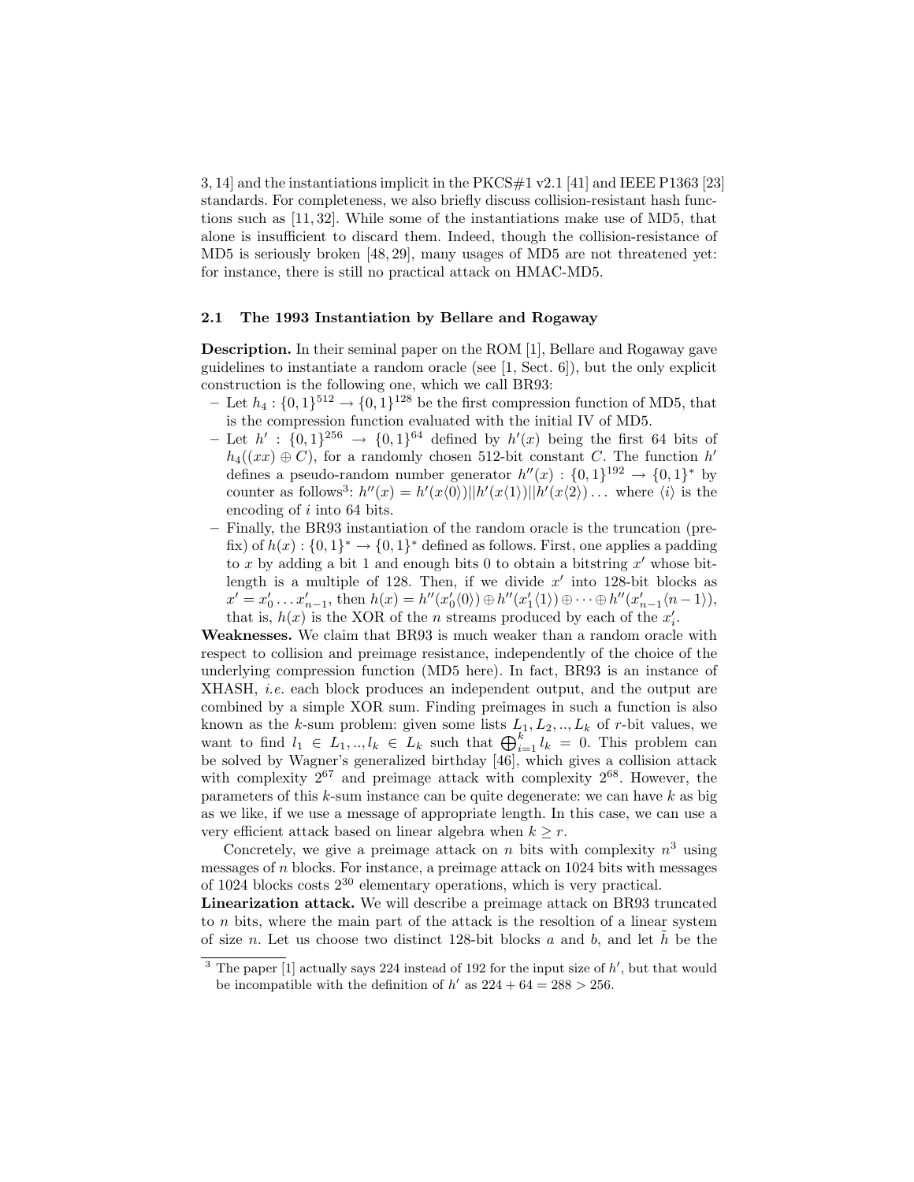3, 14] and the instantiations implicit in the PKCS#1 v2.1 [41] and IEEE P1363 [23] standards. For completeness, we also briefly discuss collision-resistant hash functions such as [11, 32]. While some of the instantiations make use of MD5, that alone is insufficient to discard them. Indeed, though the collision-resistance of MD5 is seriously broken [48, 29], many usages of MD5 are not threatened yet: for instance, there is still no practical attack on HMAC-MD5.

### 2.1 The 1993 Instantiation by Bellare and Rogaway

**Description.** In their seminal paper on the ROM [1], Bellare and Rogaway gave guidelines to instantiate a random oracle (see [1, Sect. 6]), but the only explicit construction is the following one, which we call BR93:

- Let $h_4 : \{0,1\}^{512} \to \{0,1\}^{128}$ be the first compression function of MD5, that is the compression function evaluated with the initial IV of MD5.
- Let $h' : \{0,1\}^{256} \to \{0,1\}^{64}$ defined by $h'(x)$ being the first 64 bits of $h_4((xx) \oplus C)$, for a randomly chosen 512-bit constant $C$. The function $h'$ defines a pseudo-random number generator $h''(x) : \{0,1\}^{192} \to \{0,1\}^*$ by counter as follows[3]: $h''(x) = h'(x\langle 0\rangle)||h'(x\langle 1\rangle)||h'(x\langle 2\rangle)\dots$ where $\langle i\rangle$ is the encoding of $i$ into 64 bits.
- Finally, the BR93 instantiation of the random oracle is the truncation (prefix) of $h(x) : \{0,1\}^* \to \{0,1\}^*$ defined as follows. First, one applies a padding to $x$ by adding a bit 1 and enough bits 0 to obtain a bitstring $x'$ whose bitlength is a multiple of 128. Then, if we divide $x'$ into 128-bit blocks as $x' = x'_0 \dots x'_{n-1}$, then $h(x) = h''(x'_0\langle 0\rangle) \oplus h''(x'_1\langle 1\rangle) \oplus \cdots \oplus h''(x'_{n-1}\langle n-1\rangle)$, that is, $h(x)$ is the XOR of the $n$ streams produced by each of the $x'_i$.

**Weaknesses.** We claim that BR93 is much weaker than a random oracle with respect to collision and preimage resistance, independently of the choice of the underlying compression function (MD5 here). In fact, BR93 is an instance of XHASH, *i.e.* each block produces an independent output, and the output are combined by a simple XOR sum. Finding preimages in such a function is also known as the $k$-sum problem: given some lists $L_1, L_2, .., L_k$ of $r$-bit values, we want to find $l_1 \in L_1, .., l_k \in L_k$ such that $\bigoplus_{i=1}^{k} l_k = 0$. This problem can be solved by Wagner's generalized birthday [46], which gives a collision attack with complexity $2^{67}$ and preimage attack with complexity $2^{68}$. However, the parameters of this $k$-sum instance can be quite degenerate: we can have $k$ as big as we like, if we use a message of appropriate length. In this case, we can use a very efficient attack based on linear algebra when $k \geq r$.

Concretely, we give a preimage attack on $n$ bits with complexity $n^3$ using messages of $n$ blocks. For instance, a preimage attack on 1024 bits with messages of 1024 blocks costs $2^{30}$ elementary operations, which is very practical.

**Linearization attack.** We will describe a preimage attack on BR93 truncated to $n$ bits, where the main part of the attack is the resoltion of a linear system of size $n$. Let us choose two distinct 128-bit blocks $a$ and $b$, and let $\tilde{h}$ be the

[3] The paper [1] actually says 224 instead of 192 for the input size of $h'$, but that would be incompatible with the definition of $h'$ as $224 + 64 = 288 > 256$.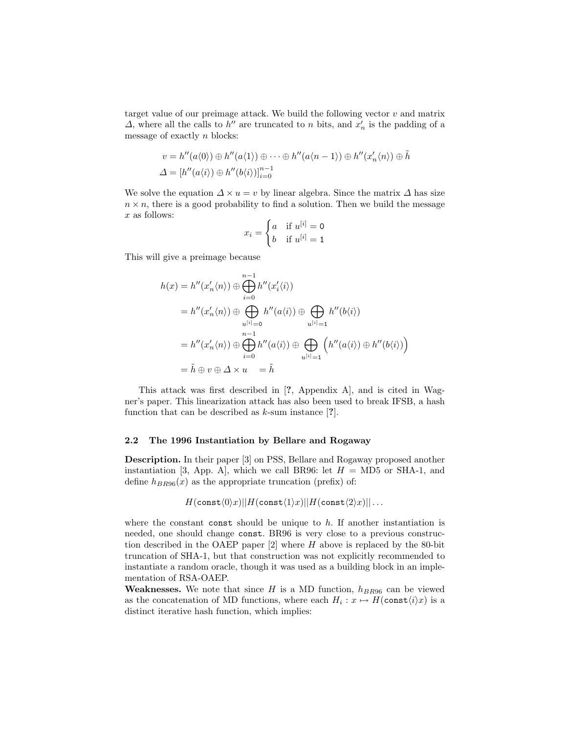target value of our preimage attack. We build the following vector $v$ and matrix $\Delta$, where all the calls to $h''$ are truncated to $n$ bits, and $x'_n$ is the padding of a message of exactly $n$ blocks:

$$
\begin{aligned}
v &= h''(a\langle 0\rangle) \oplus h''(a\langle 1\rangle) \oplus \cdots \oplus h''(a\langle n-1\rangle) \oplus h''(x'_n\langle n\rangle) \oplus \tilde{h} \\
\Delta &= [h''(a\langle i\rangle) \oplus h''(b\langle i\rangle)]_{i=0}^{n-1}
\end{aligned}
$$

We solve the equation $\Delta \times u = v$ by linear algebra. Since the matrix $\Delta$ has size $n \times n$, there is a good probability to find a solution. Then we build the message $x$ as follows:

$$
x_i = \begin{cases} a & \text{if } u^{[i]} = \mathtt{0} \\ b & \text{if } u^{[i]} = \mathtt{1} \end{cases}
$$

This will give a preimage because

$$
\begin{aligned}
h(x) &= h''(x'_n\langle n\rangle) \oplus \bigoplus_{i=0}^{n-1} h''(x'_i\langle i\rangle) \\
&= h''(x'_n\langle n\rangle) \oplus \bigoplus_{u^{[i]}=\mathtt{0}} h''(a\langle i\rangle) \oplus \bigoplus_{u^{[i]}=\mathtt{1}} h''(b\langle i\rangle) \\
&= h''(x'_n\langle n\rangle) \oplus \bigoplus_{i=0}^{n-1} h''(a\langle i\rangle) \oplus \bigoplus_{u^{[i]}=\mathtt{1}} \Big(h''(a\langle i\rangle) \oplus h''(b\langle i\rangle)\Big) \\
&= \tilde{h} \oplus v \oplus \Delta \times u \quad = \tilde{h}
\end{aligned}
$$

This attack was first described in [?, Appendix A], and is cited in Wagner's paper. This linearization attack has also been used to break IFSB, a hash function that can be described as $k$-sum instance [?].

### 2.2 The 1996 Instantiation by Bellare and Rogaway

**Description.** In their paper [3] on PSS, Bellare and Rogaway proposed another instantiation [3, App. A], which we call BR96: let $H$ = MD5 or SHA-1, and define $h_{BR96}(x)$ as the appropriate truncation (prefix) of:

$$
H(\mathtt{const}\langle 0\rangle x) || H(\mathtt{const}\langle 1\rangle x) || H(\mathtt{const}\langle 2\rangle x) || \ldots
$$

where the constant `const` should be unique to $h$. If another instantiation is needed, one should change `const`. BR96 is very close to a previous construction described in the OAEP paper [2] where $H$ above is replaced by the 80-bit truncation of SHA-1, but that construction was not explicitly recommended to instantiate a random oracle, though it was used as a building block in an implementation of RSA-OAEP.

**Weaknesses.** We note that since $H$ is a MD function, $h_{BR96}$ can be viewed as the concatenation of MD functions, where each $H_i : x \mapsto H(\mathtt{const}\langle i\rangle x)$ is a distinct iterative hash function, which implies: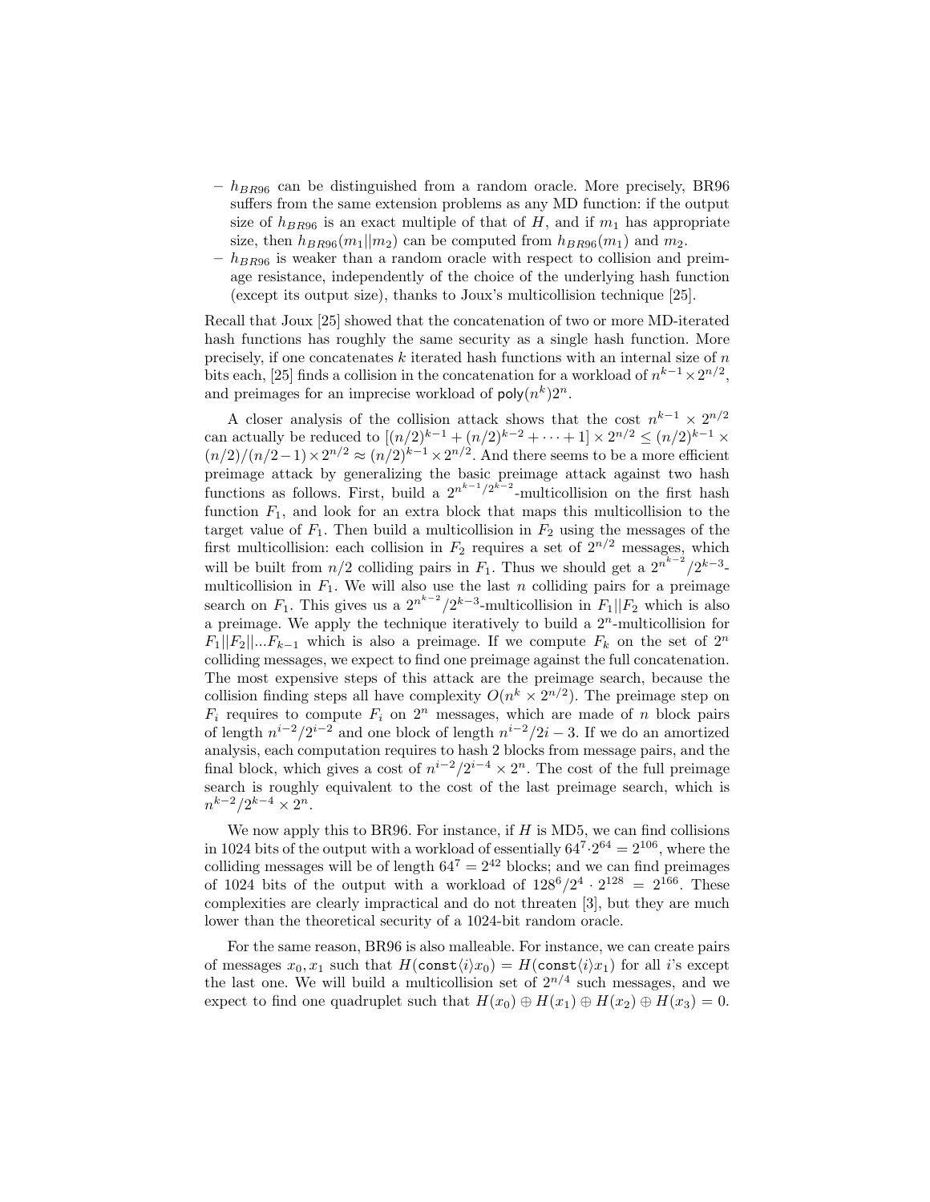- $h_{BR96}$ can be distinguished from a random oracle. More precisely, BR96 suffers from the same extension problems as any MD function: if the output size of $h_{BR96}$ is an exact multiple of that of $H$, and if $m_1$ has appropriate size, then $h_{BR96}(m_1||m_2)$ can be computed from $h_{BR96}(m_1)$ and $m_2$.
- $h_{BR96}$ is weaker than a random oracle with respect to collision and preimage resistance, independently of the choice of the underlying hash function (except its output size), thanks to Joux's multicollision technique [25].

Recall that Joux [25] showed that the concatenation of two or more MD-iterated hash functions has roughly the same security as a single hash function. More precisely, if one concatenates $k$ iterated hash functions with an internal size of $n$ bits each, [25] finds a collision in the concatenation for a workload of $n^{k-1} \times 2^{n/2}$, and preimages for an imprecise workload of $\mathsf{poly}(n^k)2^n$.

A closer analysis of the collision attack shows that the cost $n^{k-1} \times 2^{n/2}$ can actually be reduced to $[(n/2)^{k-1} + (n/2)^{k-2} + \cdots + 1] \times 2^{n/2} \leq (n/2)^{k-1} \times (n/2)/(n/2-1) \times 2^{n/2} \approx (n/2)^{k-1} \times 2^{n/2}$. And there seems to be a more efficient preimage attack by generalizing the basic preimage attack against two hash functions as follows. First, build a $2^{n^{k-1}/2^{k-2}}$-multicollision on the first hash function $F_1$, and look for an extra block that maps this multicollision to the target value of $F_1$. Then build a multicollision in $F_2$ using the messages of the first multicollision: each collision in $F_2$ requires a set of $2^{n/2}$ messages, which will be built from $n/2$ colliding pairs in $F_1$. Thus we should get a $2^{n^{k-2}}/2^{k-3}$-multicollision in $F_1$. We will also use the last $n$ colliding pairs for a preimage search on $F_1$. This gives us a $2^{n^{k-2}}/2^{k-3}$-multicollision in $F_1||F_2$ which is also a preimage. We apply the technique iteratively to build a $2^n$-multicollision for $F_1||F_2||...F_{k-1}$ which is also a preimage. If we compute $F_k$ on the set of $2^n$ colliding messages, we expect to find one preimage against the full concatenation. The most expensive steps of this attack are the preimage search, because the collision finding steps all have complexity $O(n^k \times 2^{n/2})$. The preimage step on $F_i$ requires to compute $F_i$ on $2^n$ messages, which are made of $n$ block pairs of length $n^{i-2}/2^{i-2}$ and one block of length $n^{i-2}/2i-3$. If we do an amortized analysis, each computation requires to hash 2 blocks from message pairs, and the final block, which gives a cost of $n^{i-2}/2^{i-4} \times 2^n$. The cost of the full preimage search is roughly equivalent to the cost of the last preimage search, which is $n^{k-2}/2^{k-4} \times 2^n$.

We now apply this to BR96. For instance, if $H$ is MD5, we can find collisions in 1024 bits of the output with a workload of essentially $64^7 \cdot 2^{64} = 2^{106}$, where the colliding messages will be of length $64^7 = 2^{42}$ blocks; and we can find preimages of 1024 bits of the output with a workload of $128^6/2^4 \cdot 2^{128} = 2^{166}$. These complexities are clearly impractical and do not threaten [3], but they are much lower than the theoretical security of a 1024-bit random oracle.

For the same reason, BR96 is also malleable. For instance, we can create pairs of messages $x_0, x_1$ such that $H(\mathtt{const}\langle i\rangle x_0) = H(\mathtt{const}\langle i\rangle x_1)$ for all $i$'s except the last one. We will build a multicollision set of $2^{n/4}$ such messages, and we expect to find one quadruplet such that $H(x_0) \oplus H(x_1) \oplus H(x_2) \oplus H(x_3) = 0$.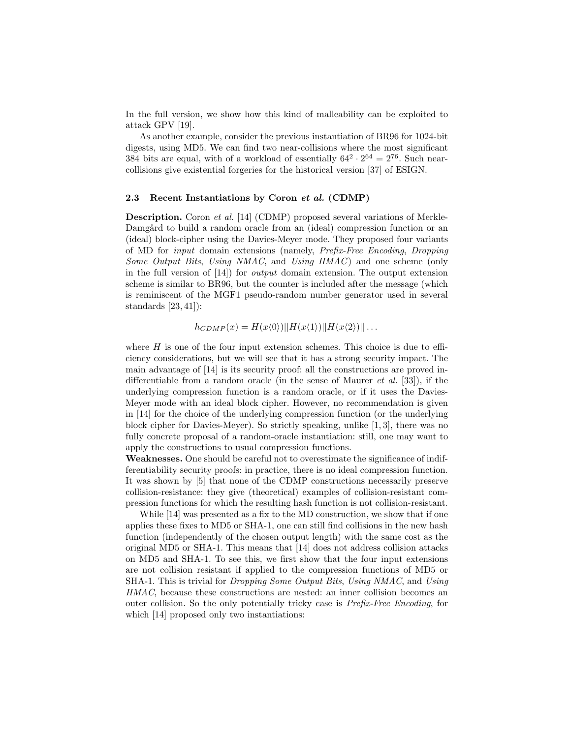In the full version, we show how this kind of malleability can be exploited to attack GPV [19].

As another example, consider the previous instantiation of BR96 for 1024-bit digests, using MD5. We can find two near-collisions where the most significant 384 bits are equal, with of a workload of essentially $64^2 \cdot 2^{64} = 2^{76}$. Such near-collisions give existential forgeries for the historical version [37] of ESIGN.

### 2.3 Recent Instantiations by Coron *et al.* (CDMP)

**Description.** Coron *et al.* [14] (CDMP) proposed several variations of Merkle-Damgård to build a random oracle from an (ideal) compression function or an (ideal) block-cipher using the Davies-Meyer mode. They proposed four variants of MD for *input* domain extensions (namely, *Prefix-Free Encoding*, *Dropping Some Output Bits*, *Using NMAC*, and *Using HMAC*) and one scheme (only in the full version of [14]) for *output* domain extension. The output extension scheme is similar to BR96, but the counter is included after the message (which is reminiscent of the MGF1 pseudo-random number generator used in several standards [23, 41]):

$$h_{CDMP}(x) = H(x\langle 0 \rangle)||H(x\langle 1 \rangle)||H(x\langle 2 \rangle)|| \dots$$

where $H$ is one of the four input extension schemes. This choice is due to efficiency considerations, but we will see that it has a strong security impact. The main advantage of [14] is its security proof: all the constructions are proved indifferentiable from a random oracle (in the sense of Maurer *et al.* [33]), if the underlying compression function is a random oracle, or if it uses the Davies-Meyer mode with an ideal block cipher. However, no recommendation is given in [14] for the choice of the underlying compression function (or the underlying block cipher for Davies-Meyer). So strictly speaking, unlike [1, 3], there was no fully concrete proposal of a random-oracle instantiation: still, one may want to apply the constructions to usual compression functions.

**Weaknesses.** One should be careful not to overestimate the significance of indifferentiability security proofs: in practice, there is no ideal compression function. It was shown by [5] that none of the CDMP constructions necessarily preserve collision-resistance: they give (theoretical) examples of collision-resistant compression functions for which the resulting hash function is not collision-resistant.

While [14] was presented as a fix to the MD construction, we show that if one applies these fixes to MD5 or SHA-1, one can still find collisions in the new hash function (independently of the chosen output length) with the same cost as the original MD5 or SHA-1. This means that [14] does not address collision attacks on MD5 and SHA-1. To see this, we first show that the four input extensions are not collision resistant if applied to the compression functions of MD5 or SHA-1. This is trivial for *Dropping Some Output Bits*, *Using NMAC*, and *Using HMAC*, because these constructions are nested: an inner collision becomes an outer collision. So the only potentially tricky case is *Prefix-Free Encoding*, for which [14] proposed only two instantiations: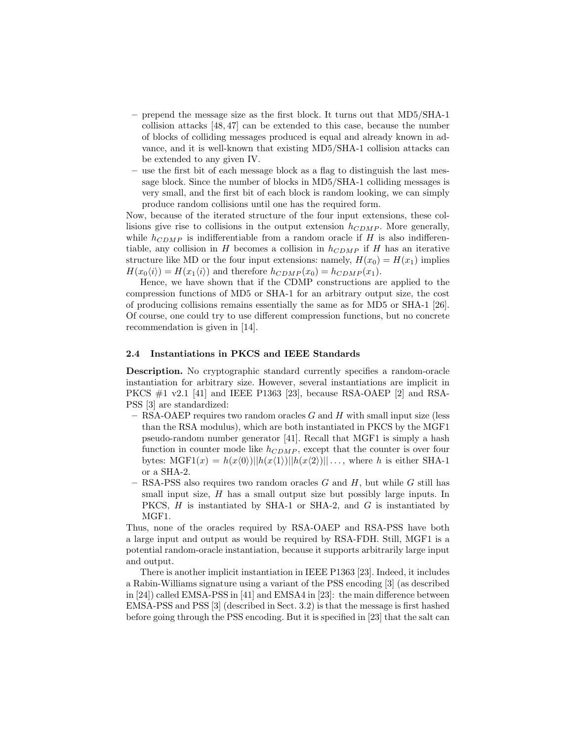- prepend the message size as the first block. It turns out that MD5/SHA-1 collision attacks [48, 47] can be extended to this case, because the number of blocks of colliding messages produced is equal and already known in advance, and it is well-known that existing MD5/SHA-1 collision attacks can be extended to any given IV.
- use the first bit of each message block as a flag to distinguish the last message block. Since the number of blocks in MD5/SHA-1 colliding messages is very small, and the first bit of each block is random looking, we can simply produce random collisions until one has the required form.

Now, because of the iterated structure of the four input extensions, these collisions give rise to collisions in the output extension $h_{CDMP}$. More generally, while $h_{CDMP}$ is indifferentiable from a random oracle if $H$ is also indifferentiable, any collision in $H$ becomes a collision in $h_{CDMP}$ if $H$ has an iterative structure like MD or the four input extensions: namely, $H(x_0) = H(x_1)$ implies $H(x_0\langle i\rangle) = H(x_1\langle i\rangle)$ and therefore $h_{CDMP}(x_0) = h_{CDMP}(x_1)$.

Hence, we have shown that if the CDMP constructions are applied to the compression functions of MD5 or SHA-1 for an arbitrary output size, the cost of producing collisions remains essentially the same as for MD5 or SHA-1 [26]. Of course, one could try to use different compression functions, but no concrete recommendation is given in [14].

### 2.4 Instantiations in PKCS and IEEE Standards

**Description.** No cryptographic standard currently specifies a random-oracle instantiation for arbitrary size. However, several instantiations are implicit in PKCS #1 v2.1 [41] and IEEE P1363 [23], because RSA-OAEP [2] and RSA-PSS [3] are standardized:

- RSA-OAEP requires two random oracles $G$ and $H$ with small input size (less than the RSA modulus), which are both instantiated in PKCS by the MGF1 pseudo-random number generator [41]. Recall that MGF1 is simply a hash function in counter mode like $h_{CDMP}$, except that the counter is over four bytes: $\mathrm{MGF1}(x) = h(x\langle 0\rangle)||h(x\langle 1\rangle)||h(x\langle 2\rangle)||\ldots$, where $h$ is either SHA-1 or a SHA-2.
- RSA-PSS also requires two random oracles $G$ and $H$, but while $G$ still has small input size, $H$ has a small output size but possibly large inputs. In PKCS, $H$ is instantiated by SHA-1 or SHA-2, and $G$ is instantiated by MGF1.

Thus, none of the oracles required by RSA-OAEP and RSA-PSS have both a large input and output as would be required by RSA-FDH. Still, MGF1 is a potential random-oracle instantiation, because it supports arbitrarily large input and output.

There is another implicit instantiation in IEEE P1363 [23]. Indeed, it includes a Rabin-Williams signature using a variant of the PSS encoding [3] (as described in [24]) called EMSA-PSS in [41] and EMSA4 in [23]: the main difference between EMSA-PSS and PSS [3] (described in Sect. 3.2) is that the message is first hashed before going through the PSS encoding. But it is specified in [23] that the salt can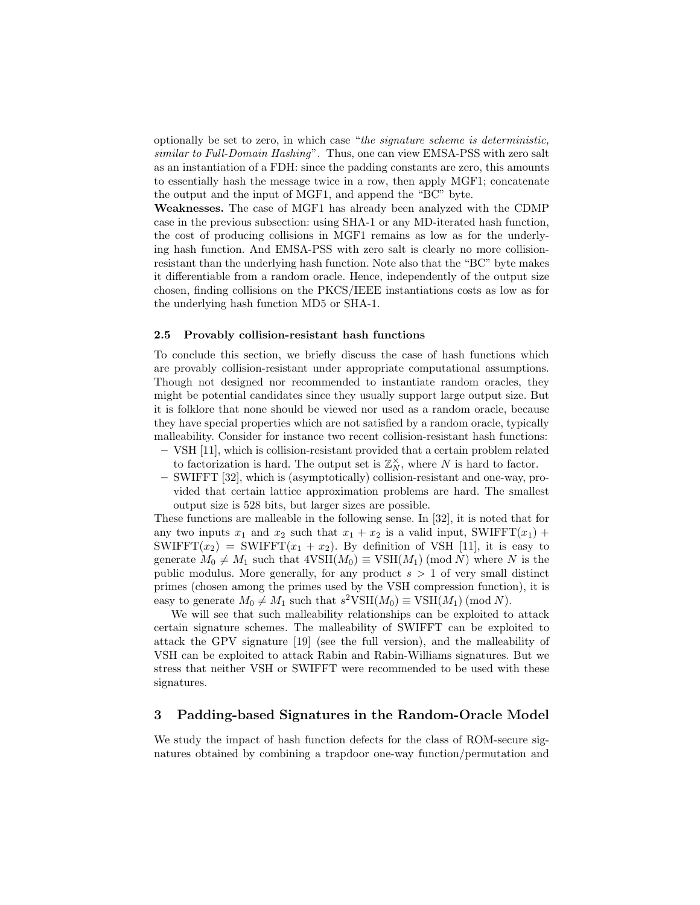optionally be set to zero, in which case "*the signature scheme is deterministic, similar to Full-Domain Hashing*". Thus, one can view EMSA-PSS with zero salt as an instantiation of a FDH: since the padding constants are zero, this amounts to essentially hash the message twice in a row, then apply MGF1; concatenate the output and the input of MGF1, and append the "BC" byte.

**Weaknesses.** The case of MGF1 has already been analyzed with the CDMP case in the previous subsection: using SHA-1 or any MD-iterated hash function, the cost of producing collisions in MGF1 remains as low as for the underlying hash function. And EMSA-PSS with zero salt is clearly no more collision-resistant than the underlying hash function. Note also that the "BC" byte makes it differentiable from a random oracle. Hence, independently of the output size chosen, finding collisions on the PKCS/IEEE instantiations costs as low as for the underlying hash function MD5 or SHA-1.

### 2.5 Provably collision-resistant hash functions

To conclude this section, we briefly discuss the case of hash functions which are provably collision-resistant under appropriate computational assumptions. Though not designed nor recommended to instantiate random oracles, they might be potential candidates since they usually support large output size. But it is folklore that none should be viewed nor used as a random oracle, because they have special properties which are not satisfied by a random oracle, typically malleability. Consider for instance two recent collision-resistant hash functions:

- VSH [11], which is collision-resistant provided that a certain problem related to factorization is hard. The output set is $\mathbb{Z}_N^{\times}$, where $N$ is hard to factor.
- SWIFFT [32], which is (asymptotically) collision-resistant and one-way, provided that certain lattice approximation problems are hard. The smallest output size is 528 bits, but larger sizes are possible.

These functions are malleable in the following sense. In [32], it is noted that for any two inputs $x_1$ and $x_2$ such that $x_1 + x_2$ is a valid input, $\text{SWIFFT}(x_1) + \text{SWIFFT}(x_2) = \text{SWIFFT}(x_1 + x_2)$. By definition of VSH [11], it is easy to generate $M_0 \neq M_1$ such that $4\text{VSH}(M_0) \equiv \text{VSH}(M_1) \pmod N$ where $N$ is the public modulus. More generally, for any product $s > 1$ of very small distinct primes (chosen among the primes used by the VSH compression function), it is easy to generate $M_0 \neq M_1$ such that $s^2\text{VSH}(M_0) \equiv \text{VSH}(M_1) \pmod N$.

We will see that such malleability relationships can be exploited to attack certain signature schemes. The malleability of SWIFFT can be exploited to attack the GPV signature [19] (see the full version), and the malleability of VSH can be exploited to attack Rabin and Rabin-Williams signatures. But we stress that neither VSH or SWIFFT were recommended to be used with these signatures.

## 3 Padding-based Signatures in the Random-Oracle Model

We study the impact of hash function defects for the class of ROM-secure signatures obtained by combining a trapdoor one-way function/permutation and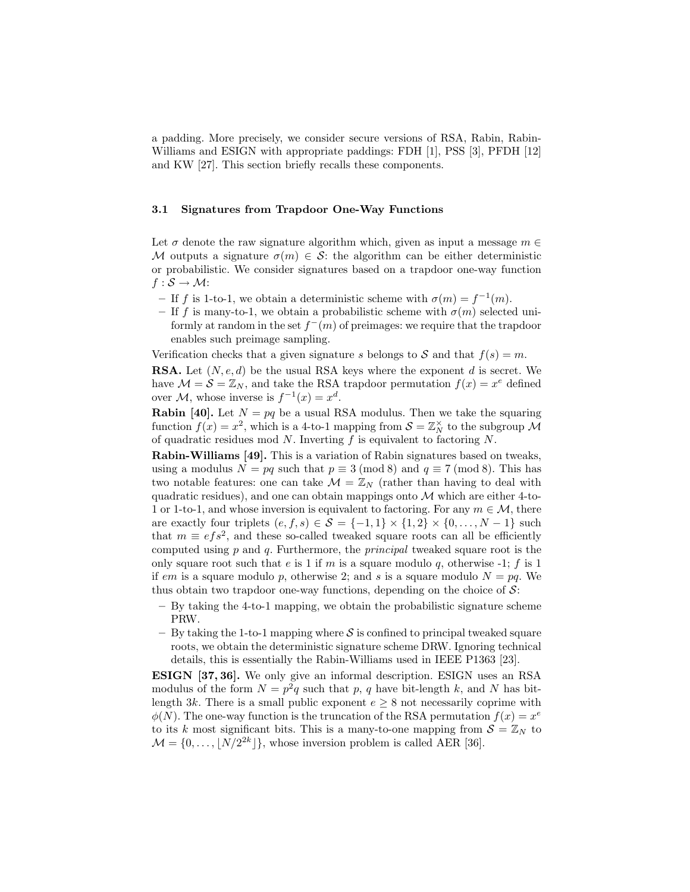a padding. More precisely, we consider secure versions of RSA, Rabin, Rabin-Williams and ESIGN with appropriate paddings: FDH [1], PSS [3], PFDH [12] and KW [27]. This section briefly recalls these components.

### 3.1 Signatures from Trapdoor One-Way Functions

Let $\sigma$ denote the raw signature algorithm which, given as input a message $m \in \mathcal{M}$ outputs a signature $\sigma(m) \in \mathcal{S}$: the algorithm can be either deterministic or probabilistic. We consider signatures based on a trapdoor one-way function $f : \mathcal{S} \to \mathcal{M}$:

- If $f$ is 1-to-1, we obtain a deterministic scheme with $\sigma(m) = f^{-1}(m)$.
- If $f$ is many-to-1, we obtain a probabilistic scheme with $\sigma(m)$ selected uniformly at random in the set $f^{-}(m)$ of preimages: we require that the trapdoor enables such preimage sampling.

Verification checks that a given signature $s$ belongs to $\mathcal{S}$ and that $f(s) = m$.

**RSA.** Let $(N, e, d)$ be the usual RSA keys where the exponent $d$ is secret. We have $\mathcal{M} = \mathcal{S} = \mathbb{Z}_N$, and take the RSA trapdoor permutation $f(x) = x^e$ defined over $\mathcal{M}$, whose inverse is $f^{-1}(x) = x^d$.

**Rabin [40].** Let $N = pq$ be a usual RSA modulus. Then we take the squaring function $f(x) = x^2$, which is a 4-to-1 mapping from $\mathcal{S} = \mathbb{Z}_N^{\times}$ to the subgroup $\mathcal{M}$ of quadratic residues mod $N$. Inverting $f$ is equivalent to factoring $N$.

**Rabin-Williams [49].** This is a variation of Rabin signatures based on tweaks, using a modulus $N = pq$ such that $p \equiv 3 \pmod 8$ and $q \equiv 7 \pmod 8$. This has two notable features: one can take $\mathcal{M} = \mathbb{Z}_N$ (rather than having to deal with quadratic residues), and one can obtain mappings onto $\mathcal{M}$ which are either 4-to-1 or 1-to-1, and whose inversion is equivalent to factoring. For any $m \in \mathcal{M}$, there are exactly four triplets $(e, f, s) \in \mathcal{S} = \{-1, 1\} \times \{1, 2\} \times \{0, \ldots, N-1\}$ such that $m \equiv efs^2$, and these so-called tweaked square roots can all be efficiently computed using $p$ and $q$. Furthermore, the *principal* tweaked square root is the only square root such that $e$ is 1 if $m$ is a square modulo $q$, otherwise -1; $f$ is 1 if $em$ is a square modulo $p$, otherwise 2; and $s$ is a square modulo $N = pq$. We thus obtain two trapdoor one-way functions, depending on the choice of $\mathcal{S}$:

- By taking the 4-to-1 mapping, we obtain the probabilistic signature scheme PRW.
- By taking the 1-to-1 mapping where $\mathcal{S}$ is confined to principal tweaked square roots, we obtain the deterministic signature scheme DRW. Ignoring technical details, this is essentially the Rabin-Williams used in IEEE P1363 [23].

**ESIGN [37, 36].** We only give an informal description. ESIGN uses an RSA modulus of the form $N = p^2 q$ such that $p$, $q$ have bit-length $k$, and $N$ has bit-length $3k$. There is a small public exponent $e \geq 8$ not necessarily coprime with $\phi(N)$. The one-way function is the truncation of the RSA permutation $f(x) = x^e$ to its $k$ most significant bits. This is a many-to-one mapping from $\mathcal{S} = \mathbb{Z}_N$ to $\mathcal{M} = \{0, \ldots, \lfloor N/2^{2k} \rfloor\}$, whose inversion problem is called AER [36].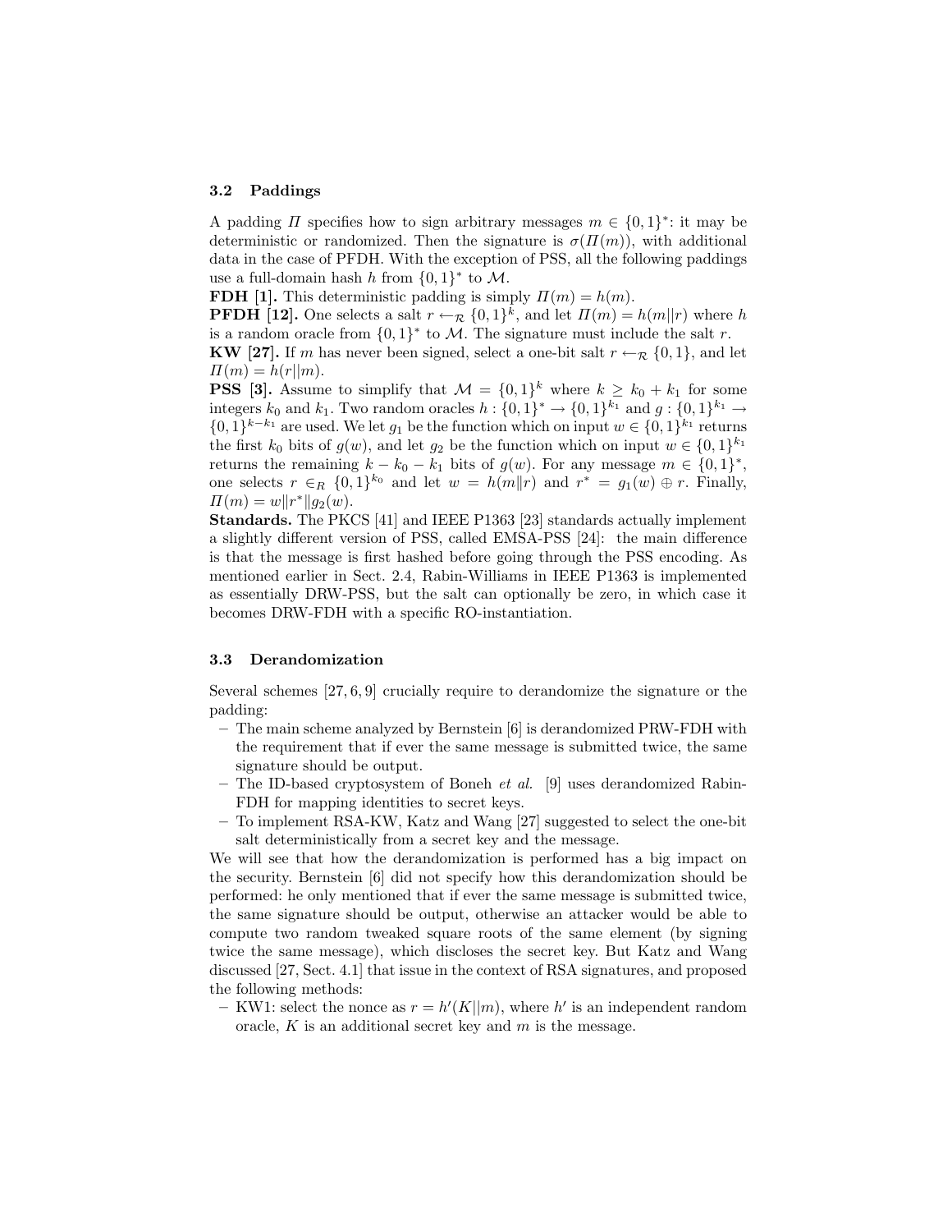### 3.2 Paddings

A padding $\Pi$ specifies how to sign arbitrary messages $m \in \{0,1\}^*$: it may be deterministic or randomized. Then the signature is $\sigma(\Pi(m))$, with additional data in the case of PFDH. With the exception of PSS, all the following paddings use a full-domain hash $h$ from $\{0,1\}^*$ to $\mathcal{M}$.

**FDH [1].** This deterministic padding is simply $\Pi(m) = h(m)$.

**PFDH [12].** One selects a salt $r \leftarrow_{\mathcal{R}} \{0,1\}^k$, and let $\Pi(m) = h(m\|r)$ where $h$ is a random oracle from $\{0,1\}^*$ to $\mathcal{M}$. The signature must include the salt $r$.

**KW [27].** If $m$ has never been signed, select a one-bit salt $r \leftarrow_{\mathcal{R}} \{0,1\}$, and let $\Pi(m) = h(r\|m)$.

**PSS [3].** Assume to simplify that $\mathcal{M} = \{0,1\}^k$ where $k \geq k_0 + k_1$ for some integers $k_0$ and $k_1$. Two random oracles $h : \{0,1\}^* \rightarrow \{0,1\}^{k_1}$ and $g : \{0,1\}^{k_1} \rightarrow \{0,1\}^{k-k_1}$ are used. We let $g_1$ be the function which on input $w \in \{0,1\}^{k_1}$ returns the first $k_0$ bits of $g(w)$, and let $g_2$ be the function which on input $w \in \{0,1\}^{k_1}$ returns the remaining $k - k_0 - k_1$ bits of $g(w)$. For any message $m \in \{0,1\}^*$, one selects $r \in_R \{0,1\}^{k_0}$ and let $w = h(m\|r)$ and $r^* = g_1(w) \oplus r$. Finally, $\Pi(m) = w\|r^*\|g_2(w)$.

**Standards.** The PKCS [41] and IEEE P1363 [23] standards actually implement a slightly different version of PSS, called EMSA-PSS [24]: the main difference is that the message is first hashed before going through the PSS encoding. As mentioned earlier in Sect. 2.4, Rabin-Williams in IEEE P1363 is implemented as essentially DRW-PSS, but the salt can optionally be zero, in which case it becomes DRW-FDH with a specific RO-instantiation.

### 3.3 Derandomization

Several schemes [27, 6, 9] crucially require to derandomize the signature or the padding:

- The main scheme analyzed by Bernstein [6] is derandomized PRW-FDH with the requirement that if ever the same message is submitted twice, the same signature should be output.
- The ID-based cryptosystem of Boneh *et al.* [9] uses derandomized Rabin-FDH for mapping identities to secret keys.
- To implement RSA-KW, Katz and Wang [27] suggested to select the one-bit salt deterministically from a secret key and the message.

We will see that how the derandomization is performed has a big impact on the security. Bernstein [6] did not specify how this derandomization should be performed: he only mentioned that if ever the same message is submitted twice, the same signature should be output, otherwise an attacker would be able to compute two random tweaked square roots of the same element (by signing twice the same message), which discloses the secret key. But Katz and Wang discussed [27, Sect. 4.1] that issue in the context of RSA signatures, and proposed the following methods:

- KW1: select the nonce as $r = h'(K\|m)$, where $h'$ is an independent random oracle, $K$ is an additional secret key and $m$ is the message.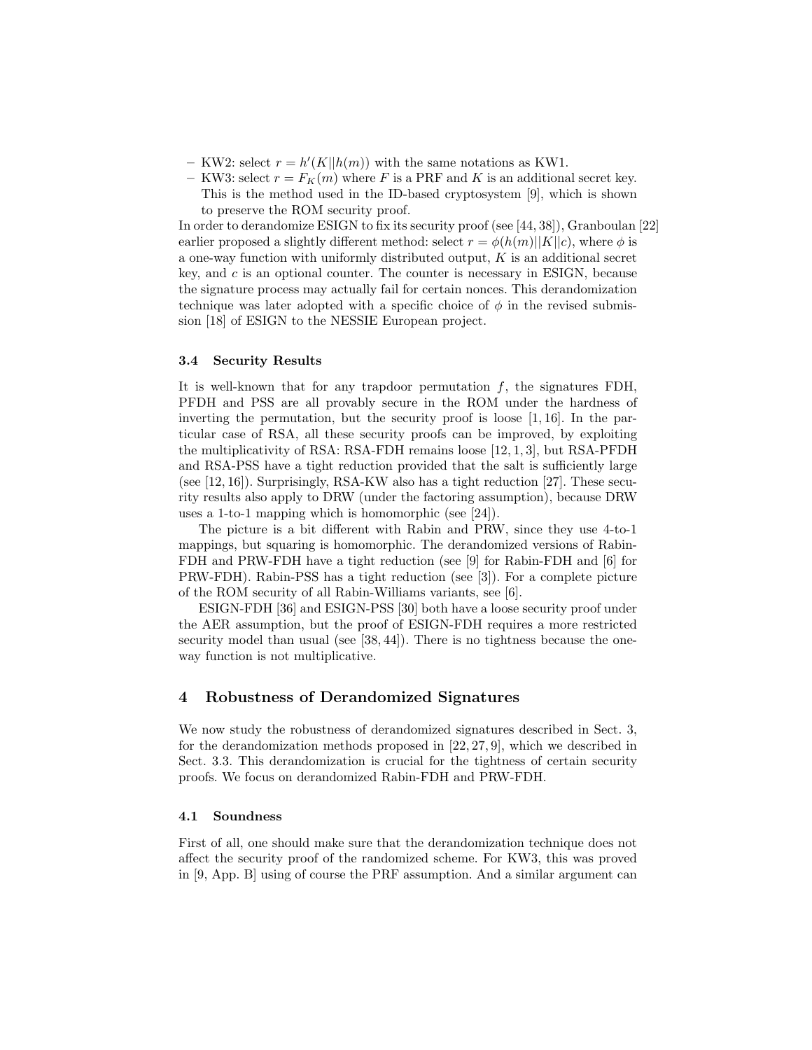– KW2: select $r = h'(K||h(m))$ with the same notations as KW1.
– KW3: select $r = F_K(m)$ where $F$ is a PRF and $K$ is an additional secret key. This is the method used in the ID-based cryptosystem [9], which is shown to preserve the ROM security proof.

In order to derandomize ESIGN to fix its security proof (see [44, 38]), Granboulan [22] earlier proposed a slightly different method: select $r = \phi(h(m)||K||c)$, where $\phi$ is a one-way function with uniformly distributed output, $K$ is an additional secret key, and $c$ is an optional counter. The counter is necessary in ESIGN, because the signature process may actually fail for certain nonces. This derandomization technique was later adopted with a specific choice of $\phi$ in the revised submission [18] of ESIGN to the NESSIE European project.

### 3.4 Security Results

It is well-known that for any trapdoor permutation $f$, the signatures FDH, PFDH and PSS are all provably secure in the ROM under the hardness of inverting the permutation, but the security proof is loose [1, 16]. In the particular case of RSA, all these security proofs can be improved, by exploiting the multiplicativity of RSA: RSA-FDH remains loose [12, 1, 3], but RSA-PFDH and RSA-PSS have a tight reduction provided that the salt is sufficiently large (see [12, 16]). Surprisingly, RSA-KW also has a tight reduction [27]. These security results also apply to DRW (under the factoring assumption), because DRW uses a 1-to-1 mapping which is homomorphic (see [24]).

The picture is a bit different with Rabin and PRW, since they use 4-to-1 mappings, but squaring is homomorphic. The derandomized versions of Rabin-FDH and PRW-FDH have a tight reduction (see [9] for Rabin-FDH and [6] for PRW-FDH). Rabin-PSS has a tight reduction (see [3]). For a complete picture of the ROM security of all Rabin-Williams variants, see [6].

ESIGN-FDH [36] and ESIGN-PSS [30] both have a loose security proof under the AER assumption, but the proof of ESIGN-FDH requires a more restricted security model than usual (see [38, 44]). There is no tightness because the one-way function is not multiplicative.

## 4 Robustness of Derandomized Signatures

We now study the robustness of derandomized signatures described in Sect. 3, for the derandomization methods proposed in [22, 27, 9], which we described in Sect. 3.3. This derandomization is crucial for the tightness of certain security proofs. We focus on derandomized Rabin-FDH and PRW-FDH.

### 4.1 Soundness

First of all, one should make sure that the derandomization technique does not affect the security proof of the randomized scheme. For KW3, this was proved in [9, App. B] using of course the PRF assumption. And a similar argument can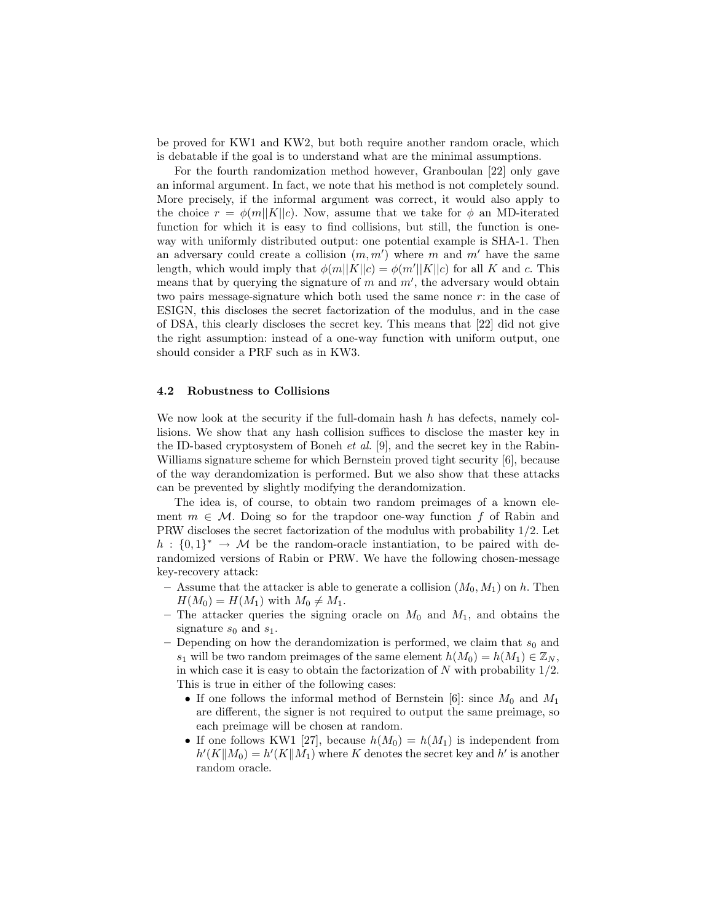be proved for KW1 and KW2, but both require another random oracle, which is debatable if the goal is to understand what are the minimal assumptions.

For the fourth randomization method however, Granboulan [22] only gave an informal argument. In fact, we note that his method is not completely sound. More precisely, if the informal argument was correct, it would also apply to the choice $r = \phi(m||K||c)$. Now, assume that we take for $\phi$ an MD-iterated function for which it is easy to find collisions, but still, the function is one-way with uniformly distributed output: one potential example is SHA-1. Then an adversary could create a collision $(m, m')$ where $m$ and $m'$ have the same length, which would imply that $\phi(m||K||c) = \phi(m'||K||c)$ for all $K$ and $c$. This means that by querying the signature of $m$ and $m'$, the adversary would obtain two pairs message-signature which both used the same nonce $r$: in the case of ESIGN, this discloses the secret factorization of the modulus, and in the case of DSA, this clearly discloses the secret key. This means that [22] did not give the right assumption: instead of a one-way function with uniform output, one should consider a PRF such as in KW3.

### 4.2 Robustness to Collisions

We now look at the security if the full-domain hash $h$ has defects, namely collisions. We show that any hash collision suffices to disclose the master key in the ID-based cryptosystem of Boneh *et al.* [9], and the secret key in the Rabin-Williams signature scheme for which Bernstein proved tight security [6], because of the way derandomization is performed. But we also show that these attacks can be prevented by slightly modifying the derandomization.

The idea is, of course, to obtain two random preimages of a known element $m \in \mathcal{M}$. Doing so for the trapdoor one-way function $f$ of Rabin and PRW discloses the secret factorization of the modulus with probability 1/2. Let $h : \{0,1\}^* \to \mathcal{M}$ be the random-oracle instantiation, to be paired with derandomized versions of Rabin or PRW. We have the following chosen-message key-recovery attack:

- Assume that the attacker is able to generate a collision $(M_0, M_1)$ on $h$. Then $H(M_0) = H(M_1)$ with $M_0 \neq M_1$.
- The attacker queries the signing oracle on $M_0$ and $M_1$, and obtains the signature $s_0$ and $s_1$.
- Depending on how the derandomization is performed, we claim that $s_0$ and $s_1$ will be two random preimages of the same element $h(M_0) = h(M_1) \in \mathbb{Z}_N$, in which case it is easy to obtain the factorization of $N$ with probability 1/2. This is true in either of the following cases:
  - If one follows the informal method of Bernstein [6]: since $M_0$ and $M_1$ are different, the signer is not required to output the same preimage, so each preimage will be chosen at random.
  - If one follows KW1 [27], because $h(M_0) = h(M_1)$ is independent from $h'(K\|M_0) = h'(K\|M_1)$ where $K$ denotes the secret key and $h'$ is another random oracle.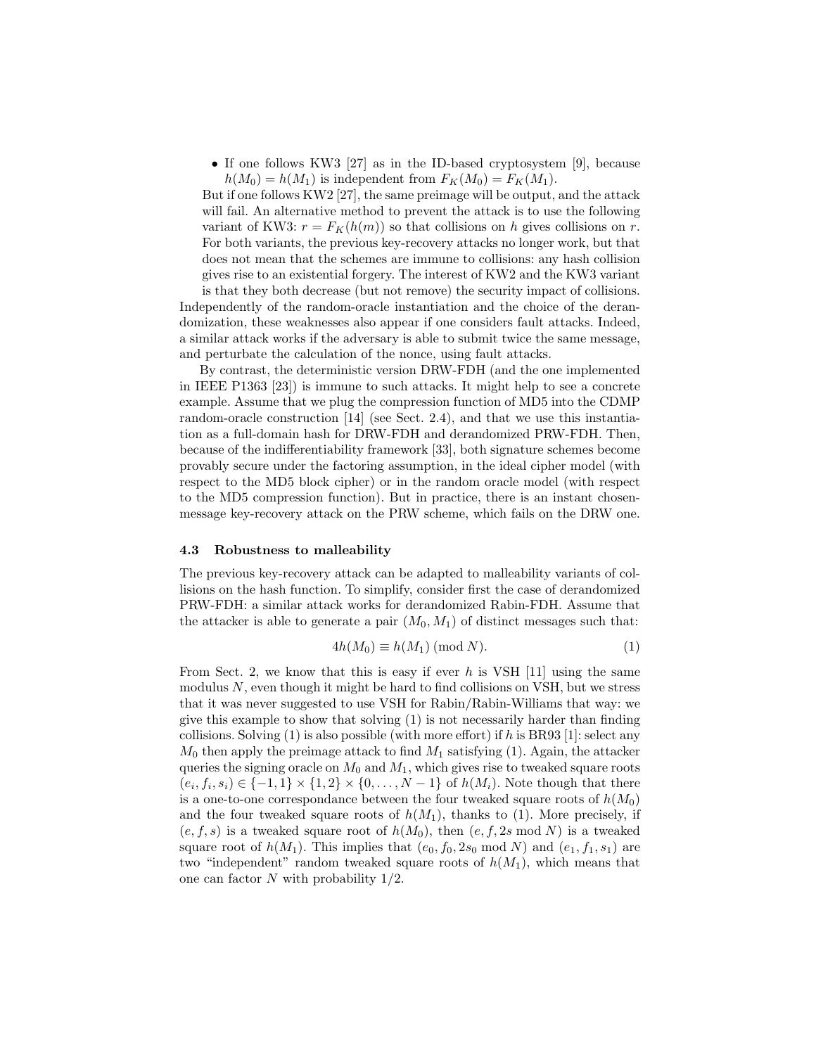- If one follows KW3 [27] as in the ID-based cryptosystem [9], because $h(M_0) = h(M_1)$ is independent from $F_K(M_0) = F_K(M_1)$.

But if one follows KW2 [27], the same preimage will be output, and the attack will fail. An alternative method to prevent the attack is to use the following variant of KW3: $r = F_K(h(m))$ so that collisions on $h$ gives collisions on $r$. For both variants, the previous key-recovery attacks no longer work, but that does not mean that the schemes are immune to collisions: any hash collision gives rise to an existential forgery. The interest of KW2 and the KW3 variant is that they both decrease (but not remove) the security impact of collisions.

Independently of the random-oracle instantiation and the choice of the derandomization, these weaknesses also appear if one considers fault attacks. Indeed, a similar attack works if the adversary is able to submit twice the same message, and perturbate the calculation of the nonce, using fault attacks.

By contrast, the deterministic version DRW-FDH (and the one implemented in IEEE P1363 [23]) is immune to such attacks. It might help to see a concrete example. Assume that we plug the compression function of MD5 into the CDMP random-oracle construction [14] (see Sect. 2.4), and that we use this instantiation as a full-domain hash for DRW-FDH and derandomized PRW-FDH. Then, because of the indifferentiability framework [33], both signature schemes become provably secure under the factoring assumption, in the ideal cipher model (with respect to the MD5 block cipher) or in the random oracle model (with respect to the MD5 compression function). But in practice, there is an instant chosen-message key-recovery attack on the PRW scheme, which fails on the DRW one.

### 4.3 Robustness to malleability

The previous key-recovery attack can be adapted to malleability variants of collisions on the hash function. To simplify, consider first the case of derandomized PRW-FDH: a similar attack works for derandomized Rabin-FDH. Assume that the attacker is able to generate a pair $(M_0, M_1)$ of distinct messages such that:

$$4h(M_0) \equiv h(M_1) \pmod{N}. \tag{1}$$

From Sect. 2, we know that this is easy if ever $h$ is VSH [11] using the same modulus $N$, even though it might be hard to find collisions on VSH, but we stress that it was never suggested to use VSH for Rabin/Rabin-Williams that way: we give this example to show that solving (1) is not necessarily harder than finding collisions. Solving (1) is also possible (with more effort) if $h$ is BR93 [1]: select any $M_0$ then apply the preimage attack to find $M_1$ satisfying (1). Again, the attacker queries the signing oracle on $M_0$ and $M_1$, which gives rise to tweaked square roots $(e_i, f_i, s_i) \in \{-1, 1\} \times \{1, 2\} \times \{0, \ldots, N-1\}$ of $h(M_i)$. Note though that there is a one-to-one correspondance between the four tweaked square roots of $h(M_0)$ and the four tweaked square roots of $h(M_1)$, thanks to (1). More precisely, if $(e, f, s)$ is a tweaked square root of $h(M_0)$, then $(e, f, 2s \bmod N)$ is a tweaked square root of $h(M_1)$. This implies that $(e_0, f_0, 2s_0 \bmod N)$ and $(e_1, f_1, s_1)$ are two "independent" random tweaked square roots of $h(M_1)$, which means that one can factor $N$ with probability $1/2$.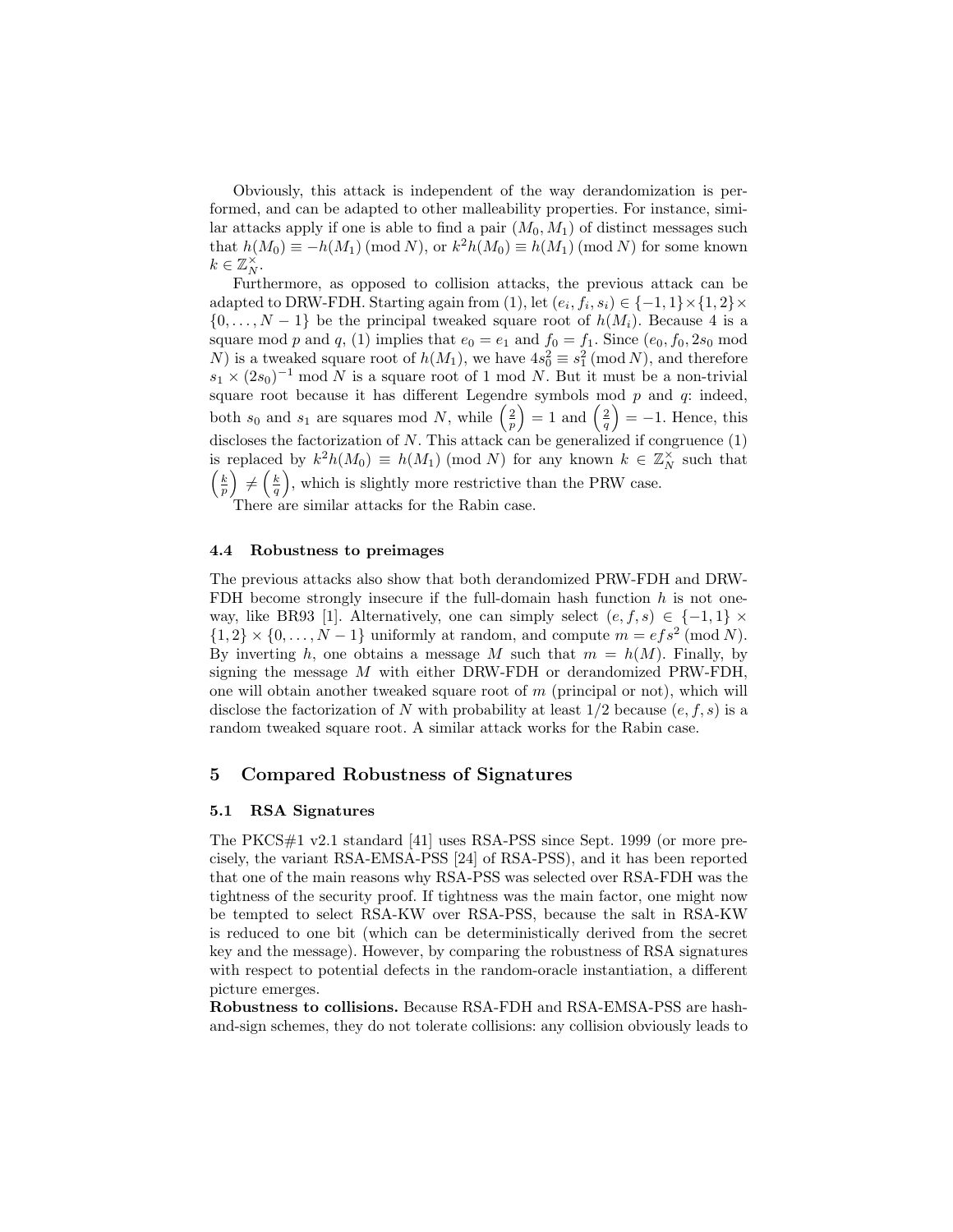Obviously, this attack is independent of the way derandomization is performed, and can be adapted to other malleability properties. For instance, similar attacks apply if one is able to find a pair $(M_0, M_1)$ of distinct messages such that $h(M_0) \equiv -h(M_1) \pmod{N}$, or $k^2 h(M_0) \equiv h(M_1) \pmod{N}$ for some known $k \in \mathbb{Z}_N^\times$.

Furthermore, as opposed to collision attacks, the previous attack can be adapted to DRW-FDH. Starting again from (1), let $(e_i, f_i, s_i) \in \{-1, 1\} \times \{1, 2\} \times \{0, \ldots, N-1\}$ be the principal tweaked square root of $h(M_i)$. Because 4 is a square mod $p$ and $q$, (1) implies that $e_0 = e_1$ and $f_0 = f_1$. Since $(e_0, f_0, 2s_0 \bmod N)$ is a tweaked square root of $h(M_1)$, we have $4s_0^2 \equiv s_1^2 \pmod{N}$, and therefore $s_1 \times (2s_0)^{-1} \bmod N$ is a square root of 1 mod $N$. But it must be a non-trivial square root because it has different Legendre symbols mod $p$ and $q$: indeed, both $s_0$ and $s_1$ are squares mod $N$, while $\left(\frac{2}{p}\right) = 1$ and $\left(\frac{2}{q}\right) = -1$. Hence, this discloses the factorization of $N$. This attack can be generalized if congruence (1) is replaced by $k^2 h(M_0) \equiv h(M_1) \pmod{N}$ for any known $k \in \mathbb{Z}_N^\times$ such that $\left(\frac{k}{p}\right) \neq \left(\frac{k}{q}\right)$, which is slightly more restrictive than the PRW case.

There are similar attacks for the Rabin case.

### 4.4 Robustness to preimages

The previous attacks also show that both derandomized PRW-FDH and DRW-FDH become strongly insecure if the full-domain hash function $h$ is not one-way, like BR93 [1]. Alternatively, one can simply select $(e, f, s) \in \{-1, 1\} \times \{1, 2\} \times \{0, \ldots, N-1\}$ uniformly at random, and compute $m = efs^2 \pmod{N}$. By inverting $h$, one obtains a message $M$ such that $m = h(M)$. Finally, by signing the message $M$ with either DRW-FDH or derandomized PRW-FDH, one will obtain another tweaked square root of $m$ (principal or not), which will disclose the factorization of $N$ with probability at least $1/2$ because $(e, f, s)$ is a random tweaked square root. A similar attack works for the Rabin case.

## 5 Compared Robustness of Signatures

### 5.1 RSA Signatures

The PKCS#1 v2.1 standard [41] uses RSA-PSS since Sept. 1999 (or more precisely, the variant RSA-EMSA-PSS [24] of RSA-PSS), and it has been reported that one of the main reasons why RSA-PSS was selected over RSA-FDH was the tightness of the security proof. If tightness was the main factor, one might now be tempted to select RSA-KW over RSA-PSS, because the salt in RSA-KW is reduced to one bit (which can be deterministically derived from the secret key and the message). However, by comparing the robustness of RSA signatures with respect to potential defects in the random-oracle instantiation, a different picture emerges.

**Robustness to collisions.** Because RSA-FDH and RSA-EMSA-PSS are hash-and-sign schemes, they do not tolerate collisions: any collision obviously leads to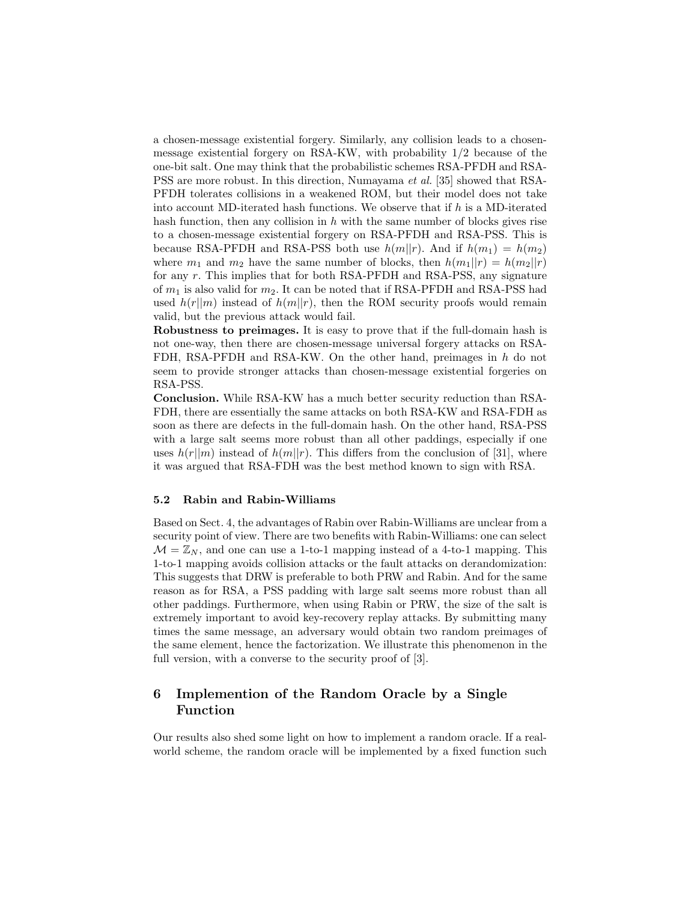a chosen-message existential forgery. Similarly, any collision leads to a chosen-message existential forgery on RSA-KW, with probability 1/2 because of the one-bit salt. One may think that the probabilistic schemes RSA-PFDH and RSA-PSS are more robust. In this direction, Numayama *et al.* [35] showed that RSA-PFDH tolerates collisions in a weakened ROM, but their model does not take into account MD-iterated hash functions. We observe that if $h$ is a MD-iterated hash function, then any collision in $h$ with the same number of blocks gives rise to a chosen-message existential forgery on RSA-PFDH and RSA-PSS. This is because RSA-PFDH and RSA-PSS both use $h(m||r)$. And if $h(m_1) = h(m_2)$ where $m_1$ and $m_2$ have the same number of blocks, then $h(m_1||r) = h(m_2||r)$ for any $r$. This implies that for both RSA-PFDH and RSA-PSS, any signature of $m_1$ is also valid for $m_2$. It can be noted that if RSA-PFDH and RSA-PSS had used $h(r||m)$ instead of $h(m||r)$, then the ROM security proofs would remain valid, but the previous attack would fail.

**Robustness to preimages.** It is easy to prove that if the full-domain hash is not one-way, then there are chosen-message universal forgery attacks on RSA-FDH, RSA-PFDH and RSA-KW. On the other hand, preimages in $h$ do not seem to provide stronger attacks than chosen-message existential forgeries on RSA-PSS.

**Conclusion.** While RSA-KW has a much better security reduction than RSA-FDH, there are essentially the same attacks on both RSA-KW and RSA-FDH as soon as there are defects in the full-domain hash. On the other hand, RSA-PSS with a large salt seems more robust than all other paddings, especially if one uses $h(r||m)$ instead of $h(m||r)$. This differs from the conclusion of [31], where it was argued that RSA-FDH was the best method known to sign with RSA.

### 5.2 Rabin and Rabin-Williams

Based on Sect. 4, the advantages of Rabin over Rabin-Williams are unclear from a security point of view. There are two benefits with Rabin-Williams: one can select $\mathcal{M} = \mathbb{Z}_N$, and one can use a 1-to-1 mapping instead of a 4-to-1 mapping. This 1-to-1 mapping avoids collision attacks or the fault attacks on derandomization: This suggests that DRW is preferable to both PRW and Rabin. And for the same reason as for RSA, a PSS padding with large salt seems more robust than all other paddings. Furthermore, when using Rabin or PRW, the size of the salt is extremely important to avoid key-recovery replay attacks. By submitting many times the same message, an adversary would obtain two random preimages of the same element, hence the factorization. We illustrate this phenomenon in the full version, with a converse to the security proof of [3].

## 6 Implemention of the Random Oracle by a Single Function

Our results also shed some light on how to implement a random oracle. If a real-world scheme, the random oracle will be implemented by a fixed function such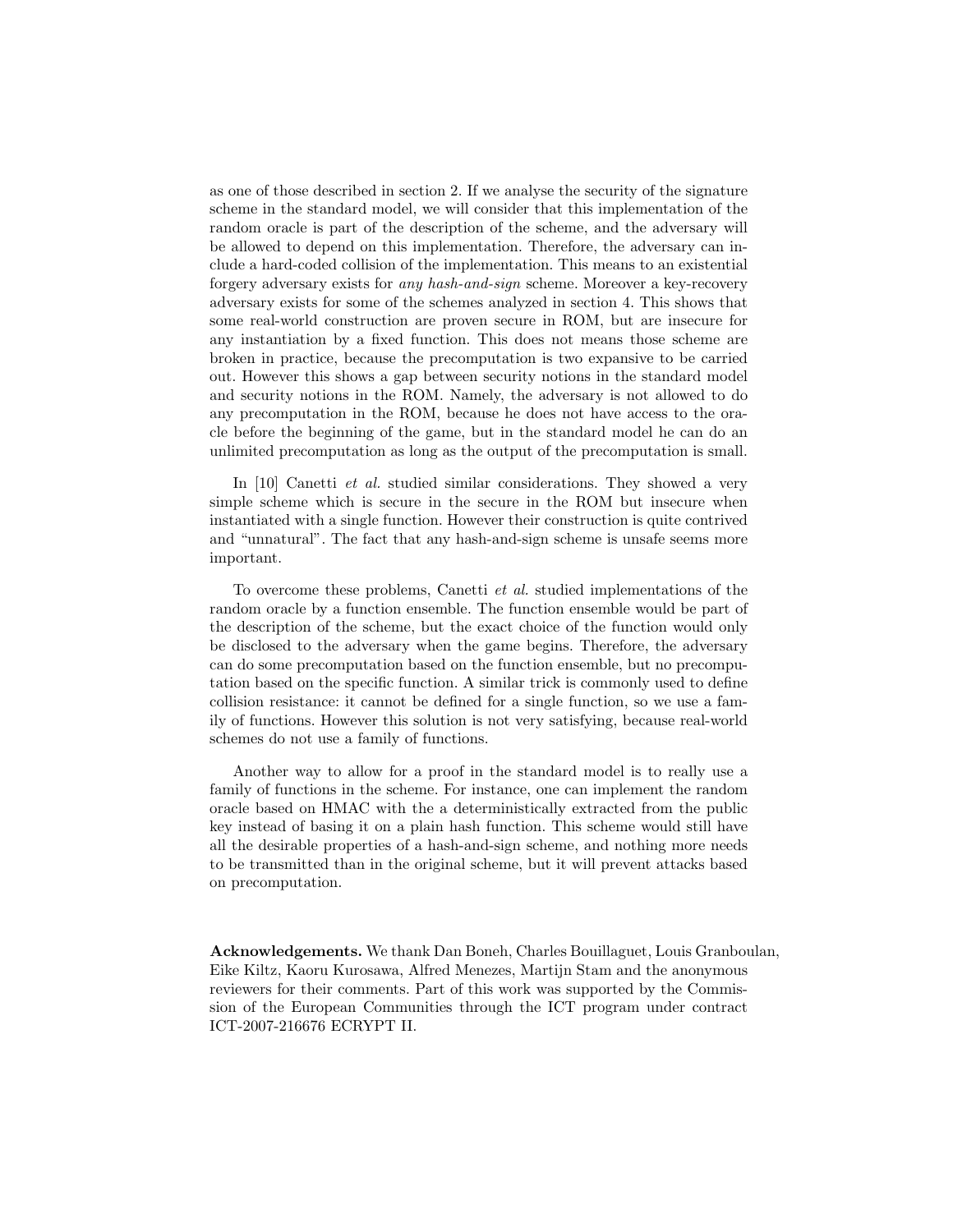as one of those described in section 2. If we analyse the security of the signature scheme in the standard model, we will consider that this implementation of the random oracle is part of the description of the scheme, and the adversary will be allowed to depend on this implementation. Therefore, the adversary can include a hard-coded collision of the implementation. This means to an existential forgery adversary exists for *any hash-and-sign* scheme. Moreover a key-recovery adversary exists for some of the schemes analyzed in section 4. This shows that some real-world construction are proven secure in ROM, but are insecure for any instantiation by a fixed function. This does not means those scheme are broken in practice, because the precomputation is two expansive to be carried out. However this shows a gap between security notions in the standard model and security notions in the ROM. Namely, the adversary is not allowed to do any precomputation in the ROM, because he does not have access to the oracle before the beginning of the game, but in the standard model he can do an unlimited precomputation as long as the output of the precomputation is small.

In [10] Canetti *et al.* studied similar considerations. They showed a very simple scheme which is secure in the secure in the ROM but insecure when instantiated with a single function. However their construction is quite contrived and "unnatural". The fact that any hash-and-sign scheme is unsafe seems more important.

To overcome these problems, Canetti *et al.* studied implementations of the random oracle by a function ensemble. The function ensemble would be part of the description of the scheme, but the exact choice of the function would only be disclosed to the adversary when the game begins. Therefore, the adversary can do some precomputation based on the function ensemble, but no precomputation based on the specific function. A similar trick is commonly used to define collision resistance: it cannot be defined for a single function, so we use a family of functions. However this solution is not very satisfying, because real-world schemes do not use a family of functions.

Another way to allow for a proof in the standard model is to really use a family of functions in the scheme. For instance, one can implement the random oracle based on HMAC with the a deterministically extracted from the public key instead of basing it on a plain hash function. This scheme would still have all the desirable properties of a hash-and-sign scheme, and nothing more needs to be transmitted than in the original scheme, but it will prevent attacks based on precomputation.

**Acknowledgements.** We thank Dan Boneh, Charles Bouillaguet, Louis Granboulan, Eike Kiltz, Kaoru Kurosawa, Alfred Menezes, Martijn Stam and the anonymous reviewers for their comments. Part of this work was supported by the Commission of the European Communities through the ICT program under contract ICT-2007-216676 ECRYPT II.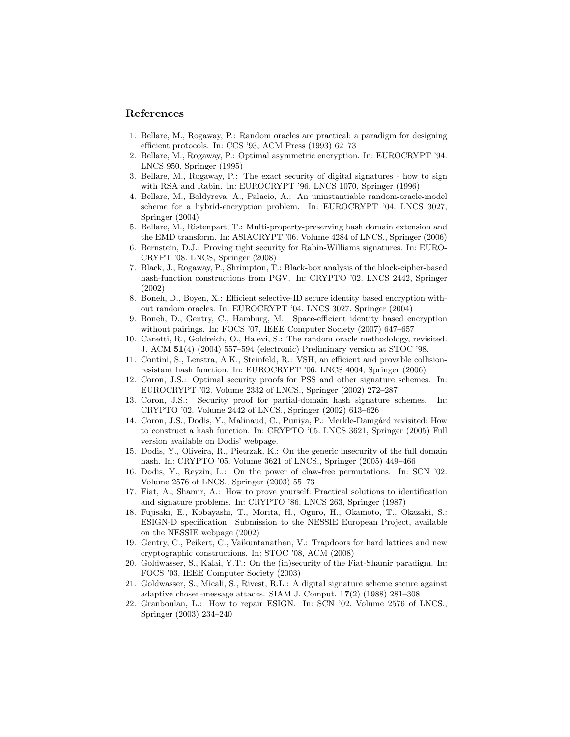## References

1. Bellare, M., Rogaway, P.: Random oracles are practical: a paradigm for designing efficient protocols. In: CCS '93, ACM Press (1993) 62–73
2. Bellare, M., Rogaway, P.: Optimal asymmetric encryption. In: EUROCRYPT '94. LNCS 950, Springer (1995)
3. Bellare, M., Rogaway, P.: The exact security of digital signatures - how to sign with RSA and Rabin. In: EUROCRYPT '96. LNCS 1070, Springer (1996)
4. Bellare, M., Boldyreva, A., Palacio, A.: An uninstantiable random-oracle-model scheme for a hybrid-encryption problem. In: EUROCRYPT '04. LNCS 3027, Springer (2004)
5. Bellare, M., Ristenpart, T.: Multi-property-preserving hash domain extension and the EMD transform. In: ASIACRYPT '06. Volume 4284 of LNCS., Springer (2006)
6. Bernstein, D.J.: Proving tight security for Rabin-Williams signatures. In: EUROCRYPT '08. LNCS, Springer (2008)
7. Black, J., Rogaway, P., Shrimpton, T.: Black-box analysis of the block-cipher-based hash-function constructions from PGV. In: CRYPTO '02. LNCS 2442, Springer (2002)
8. Boneh, D., Boyen, X.: Efficient selective-ID secure identity based encryption without random oracles. In: EUROCRYPT '04. LNCS 3027, Springer (2004)
9. Boneh, D., Gentry, C., Hamburg, M.: Space-efficient identity based encryption without pairings. In: FOCS '07, IEEE Computer Society (2007) 647–657
10. Canetti, R., Goldreich, O., Halevi, S.: The random oracle methodology, revisited. J. ACM **51**(4) (2004) 557–594 (electronic) Preliminary version at STOC '98.
11. Contini, S., Lenstra, A.K., Steinfeld, R.: VSH, an efficient and provable collision-resistant hash function. In: EUROCRYPT '06. LNCS 4004, Springer (2006)
12. Coron, J.S.: Optimal security proofs for PSS and other signature schemes. In: EUROCRYPT '02. Volume 2332 of LNCS., Springer (2002) 272–287
13. Coron, J.S.: Security proof for partial-domain hash signature schemes. In: CRYPTO '02. Volume 2442 of LNCS., Springer (2002) 613–626
14. Coron, J.S., Dodis, Y., Malinaud, C., Puniya, P.: Merkle-Damgård revisited: How to construct a hash function. In: CRYPTO '05. LNCS 3621, Springer (2005) Full version available on Dodis' webpage.
15. Dodis, Y., Oliveira, R., Pietrzak, K.: On the generic insecurity of the full domain hash. In: CRYPTO '05. Volume 3621 of LNCS., Springer (2005) 449–466
16. Dodis, Y., Reyzin, L.: On the power of claw-free permutations. In: SCN '02. Volume 2576 of LNCS., Springer (2003) 55–73
17. Fiat, A., Shamir, A.: How to prove yourself: Practical solutions to identification and signature problems. In: CRYPTO '86. LNCS 263, Springer (1987)
18. Fujisaki, E., Kobayashi, T., Morita, H., Oguro, H., Okamoto, T., Okazaki, S.: ESIGN-D specification. Submission to the NESSIE European Project, available on the NESSIE webpage (2002)
19. Gentry, C., Peikert, C., Vaikuntanathan, V.: Trapdoors for hard lattices and new cryptographic constructions. In: STOC '08, ACM (2008)
20. Goldwasser, S., Kalai, Y.T.: On the (in)security of the Fiat-Shamir paradigm. In: FOCS '03, IEEE Computer Society (2003)
21. Goldwasser, S., Micali, S., Rivest, R.L.: A digital signature scheme secure against adaptive chosen-message attacks. SIAM J. Comput. **17**(2) (1988) 281–308
22. Granboulan, L.: How to repair ESIGN. In: SCN '02. Volume 2576 of LNCS., Springer (2003) 234–240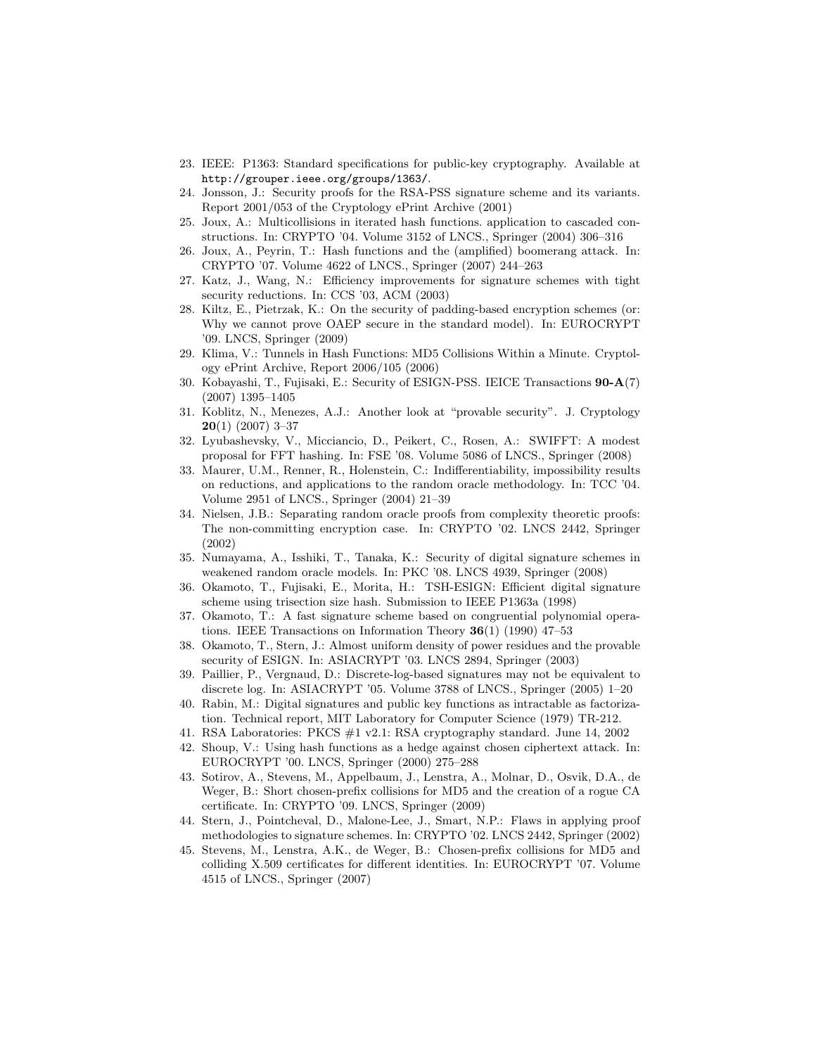23. IEEE: P1363: Standard specifications for public-key cryptography. Available at http://grouper.ieee.org/groups/1363/.
24. Jonsson, J.: Security proofs for the RSA-PSS signature scheme and its variants. Report 2001/053 of the Cryptology ePrint Archive (2001)
25. Joux, A.: Multicollisions in iterated hash functions. application to cascaded constructions. In: CRYPTO '04. Volume 3152 of LNCS., Springer (2004) 306–316
26. Joux, A., Peyrin, T.: Hash functions and the (amplified) boomerang attack. In: CRYPTO '07. Volume 4622 of LNCS., Springer (2007) 244–263
27. Katz, J., Wang, N.: Efficiency improvements for signature schemes with tight security reductions. In: CCS '03, ACM (2003)
28. Kiltz, E., Pietrzak, K.: On the security of padding-based encryption schemes (or: Why we cannot prove OAEP secure in the standard model). In: EUROCRYPT '09. LNCS, Springer (2009)
29. Klima, V.: Tunnels in Hash Functions: MD5 Collisions Within a Minute. Cryptology ePrint Archive, Report 2006/105 (2006)
30. Kobayashi, T., Fujisaki, E.: Security of ESIGN-PSS. IEICE Transactions **90-A**(7) (2007) 1395–1405
31. Koblitz, N., Menezes, A.J.: Another look at "provable security". J. Cryptology **20**(1) (2007) 3–37
32. Lyubashevsky, V., Micciancio, D., Peikert, C., Rosen, A.: SWIFFT: A modest proposal for FFT hashing. In: FSE '08. Volume 5086 of LNCS., Springer (2008)
33. Maurer, U.M., Renner, R., Holenstein, C.: Indifferentiability, impossibility results on reductions, and applications to the random oracle methodology. In: TCC '04. Volume 2951 of LNCS., Springer (2004) 21–39
34. Nielsen, J.B.: Separating random oracle proofs from complexity theoretic proofs: The non-committing encryption case. In: CRYPTO '02. LNCS 2442, Springer (2002)
35. Numayama, A., Isshiki, T., Tanaka, K.: Security of digital signature schemes in weakened random oracle models. In: PKC '08. LNCS 4939, Springer (2008)
36. Okamoto, T., Fujisaki, E., Morita, H.: TSH-ESIGN: Efficient digital signature scheme using trisection size hash. Submission to IEEE P1363a (1998)
37. Okamoto, T.: A fast signature scheme based on congruential polynomial operations. IEEE Transactions on Information Theory **36**(1) (1990) 47–53
38. Okamoto, T., Stern, J.: Almost uniform density of power residues and the provable security of ESIGN. In: ASIACRYPT '03. LNCS 2894, Springer (2003)
39. Paillier, P., Vergnaud, D.: Discrete-log-based signatures may not be equivalent to discrete log. In: ASIACRYPT '05. Volume 3788 of LNCS., Springer (2005) 1–20
40. Rabin, M.: Digital signatures and public key functions as intractable as factorization. Technical report, MIT Laboratory for Computer Science (1979) TR-212.
41. RSA Laboratories: PKCS #1 v2.1: RSA cryptography standard. June 14, 2002
42. Shoup, V.: Using hash functions as a hedge against chosen ciphertext attack. In: EUROCRYPT '00. LNCS, Springer (2000) 275–288
43. Sotirov, A., Stevens, M., Appelbaum, J., Lenstra, A., Molnar, D., Osvik, D.A., de Weger, B.: Short chosen-prefix collisions for MD5 and the creation of a rogue CA certificate. In: CRYPTO '09. LNCS, Springer (2009)
44. Stern, J., Pointcheval, D., Malone-Lee, J., Smart, N.P.: Flaws in applying proof methodologies to signature schemes. In: CRYPTO '02. LNCS 2442, Springer (2002)
45. Stevens, M., Lenstra, A.K., de Weger, B.: Chosen-prefix collisions for MD5 and colliding X.509 certificates for different identities. In: EUROCRYPT '07. Volume 4515 of LNCS., Springer (2007)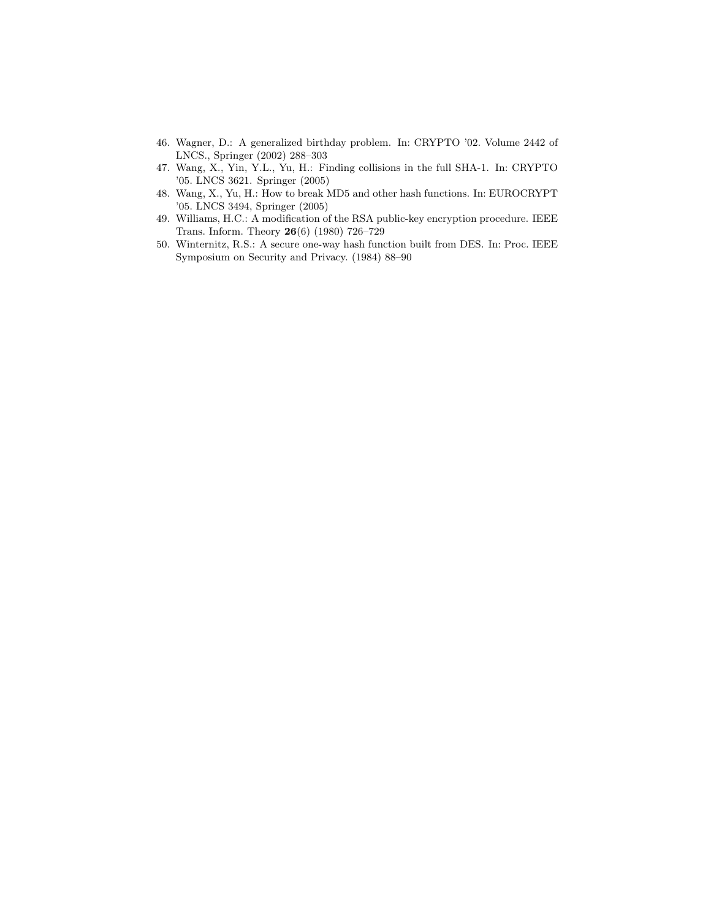46. Wagner, D.: A generalized birthday problem. In: CRYPTO '02. Volume 2442 of LNCS., Springer (2002) 288–303
47. Wang, X., Yin, Y.L., Yu, H.: Finding collisions in the full SHA-1. In: CRYPTO '05. LNCS 3621. Springer (2005)
48. Wang, X., Yu, H.: How to break MD5 and other hash functions. In: EUROCRYPT '05. LNCS 3494, Springer (2005)
49. Williams, H.C.: A modification of the RSA public-key encryption procedure. IEEE Trans. Inform. Theory **26**(6) (1980) 726–729
50. Winternitz, R.S.: A secure one-way hash function built from DES. In: Proc. IEEE Symposium on Security and Privacy. (1984) 88–90